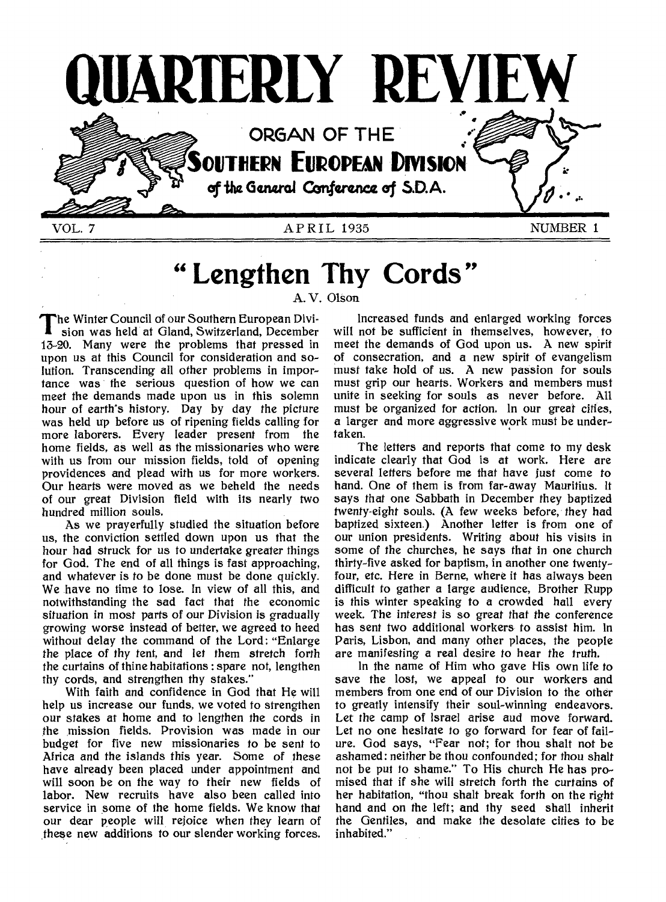# QUARTERLY REVIEW

ORGAN OF THE

**SOUTHERN EUROPEAN DIVISION**

of the General Conference of S.D.A.

VOL. 7 — APRIL 1935 — NUMBER 1

## "Lengthen Thy Cords"

A. V. Olson

The Winter Council of our Southern European Division was held at Gland, Switzerland, December 13-20. Many were the problems that pressed in upon us at this Council for consideration and solution. Transcending all other problems in importance was the serious question of how we can meet the demands made upon us in this solemn hour of earth's history. Day by day the picture was held up before us of ripening fields calling for more laborers. Every leader present from the home fields, as well as the missionaries who were with us from our mission fields, told of opening providences and plead with us for more workers. Our hearts were moved as we beheld the needs of our great Division field with its nearly two hundred million souls.

As we prayerfully studied the situation before us, the conviction settled down upon us that the hour had struck for us to undertake greater things for God. The end of all things is fast approaching, and whatever is to be done must be done quickly. We have no time to lose. In view of all this, and notwithstanding the sad fact that the economic situation in most parts of our Division is gradually growing worse instead of better, we agreed to heed without delay the command of the Lord: "Enlarge the place of thy tent, and let them stretch forth the curtains of thine habitations: spare not, lengthen thy cords, and strengthen thy stakes."

With faith and confidence in God that He will help us increase our funds, we voted to strengthen our stakes at home and to lengthen the cords in the mission fields. Provision was made in our budget for five new missionaries to be sent to Africa and the islands this year. Some of these have already been placed under appointment and will soon be on the way to their new fields of labor. New recruits have also been called into service in some of the home fields. We know that our dear people will rejoice when they learn of these new additions to our slender working forces.

Increased funds and enlarged working forces will not be sufficient in themselves, however, to meet the demands of God upon us. A new spirit of consecration, and a new spirit of evangelism must take hold of us. A new passion for souls must grip our hearts. Workers and members must unite in seeking for souls as never before. All must be organized for action. In our great cities, a larger and more aggressive work must be undertaken.

The letters and reports that come to my desk indicate clearly that God is at work. Here are several letters before me that have just come to hand. One of them is from far-away Mauritius. It says that one Sabbath in December they baptized twenty-eight souls. (A few weeks before, they had baptized sixteen.) Another letter is from one of our union presidents. Writing about his visits in some of the churches, he says that in one church thirty-five asked for baptism, in another one twenty-four, etc. Here in Berne, where it has always been difficult to gather a large audience, Brother Rupp is this winter speaking to a crowded hall every week. The interest is so great that the conference has sent two additional workers to assist him. In Paris, Lisbon, and many other places, the people are manifesting a real desire to hear the truth.

In the name of Him who gave His own life to save the lost, we appeal to our workers and members from one end of our Division to the other to greatly intensify their soul-winning endeavors. Let the camp of Israel arise aud move forward. Let no one hesitate to go forward for fear of failure. God says, "Fear not; for thou shalt not be ashamed: neither be thou confounded; for thou shalt not be put to shame." To His church He has promised that if she will stretch forth the curtains of her habitation, "thou shalt break forth on the right hand and on the left; and thy seed shall inherit the Gentiles, and make the desolate cities to be inhabited."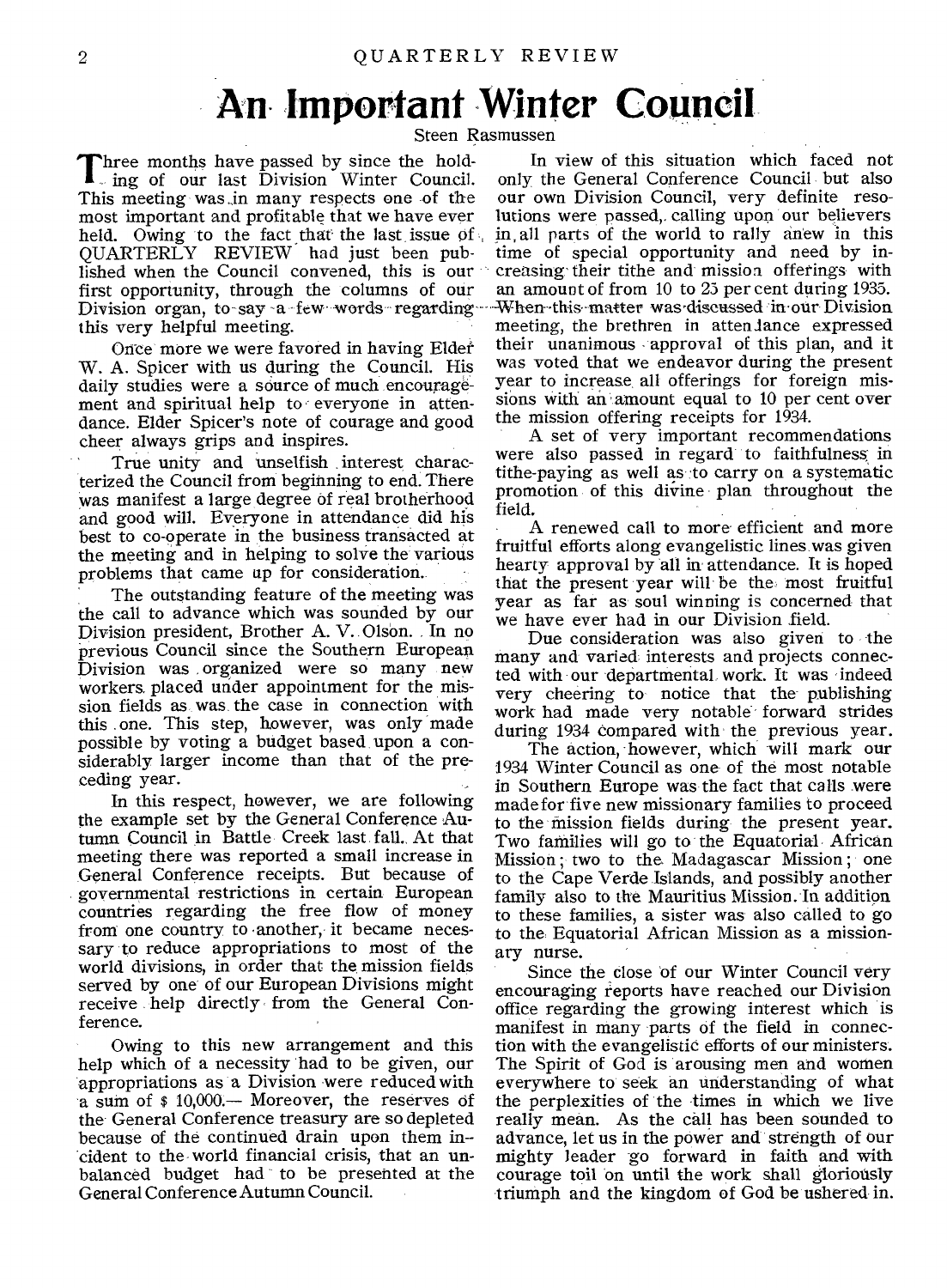# An Important Winter Council

Steen Rasmussen

Three months have passed by since the holding of our last Division Winter Council. This meeting was in many respects one of the most important and profitable that we have ever held. Owing to the fact that the last issue of QUARTERLY REVIEW had just been published when the Council convened, this is our first opportunity, through the columns of our Division organ, to say a few words regarding this very helpful meeting.

Once more we were favored in having Elder W. A. Spicer with us during the Council. His daily studies were a source of much encouragement and spiritual help to everyone in attendance. Elder Spicer's note of courage and good cheer always grips and inspires.

True unity and unselfish interest characterized the Council from beginning to end. There was manifest a large degree of real brotherhood and good will. Everyone in attendance did his best to co-operate in the business transacted at the meeting and in helping to solve the various problems that came up for consideration.

The outstanding feature of the meeting was the call to advance which was sounded by our Division president, Brother A. V. Olson. In no previous Council since the Southern European Division was organized were so many new workers placed under appointment for the mission fields as was the case in connection with this one. This step, however, was only made possible by voting a budget based upon a considerably larger income than that of the preceding year.

In this respect, however, we are following the example set by the General Conference Autumn Council in Battle Creek last fall. At that meeting there was reported a small increase in General Conference receipts. But because of governmental restrictions in certain European countries regarding the free flow of money from one country to another, it became necessary to reduce appropriations to most of the world divisions, in order that the mission fields served by one of our European Divisions might receive help directly from the General Conference.

Owing to this new arrangement and this help which of a necessity had to be given, our appropriations as a Division were reduced with a sum of $ 10,000.— Moreover, the reserves of the General Conference treasury are so depleted because of the continued drain upon them incident to the world financial crisis, that an unbalanced budget had to be presented at the General Conference Autumn Council.

In view of this situation which faced not only the General Conference Council but also our own Division Council, very definite resolutions were passed, calling upon our believers in all parts of the world to rally anew in this time of special opportunity and need by increasing their tithe and mission offerings with an amount of from 10 to 25 per cent during 1935. When this matter was discussed in our Division meeting, the brethren in attendance expressed their unanimous approval of this plan, and it was voted that we endeavor during the present year to increase all offerings for foreign missions with an amount equal to 10 per cent over the mission offering receipts for 1934.

A set of very important recommendations were also passed in regard to faithfulness in tithe-paying as well as to carry on a systematic promotion of this divine plan throughout the field.

A renewed call to more efficient and more fruitful efforts along evangelistic lines was given hearty approval by all in attendance. It is hoped that the present year will be the most fruitful year as far as soul winning is concerned that we have ever had in our Division field.

Due consideration was also given to the many and varied interests and projects connected with our departmental work. It was indeed very cheering to notice that the publishing work had made very notable forward strides during 1934 compared with the previous year.

The action, however, which will mark our 1934 Winter Council as one of the most notable in Southern Europe was the fact that calls were made for five new missionary families to proceed to the mission fields during the present year. Two families will go to the Equatorial African Mission; two to the Madagascar Mission; one to the Cape Verde Islands, and possibly another family also to the Mauritius Mission. In addition to these families, a sister was also called to go to the Equatorial African Mission as a missionary nurse.

Since the close of our Winter Council very encouraging reports have reached our Division office regarding the growing interest which is manifest in many parts of the field in connection with the evangelistic efforts of our ministers. The Spirit of God is arousing men and women everywhere to seek an understanding of what the perplexities of the times in which we live really mean. As the call has been sounded to advance, let us in the power and strength of our mighty leader go forward in faith and with courage toil on until the work shall gloriously triumph and the kingdom of God be ushered in.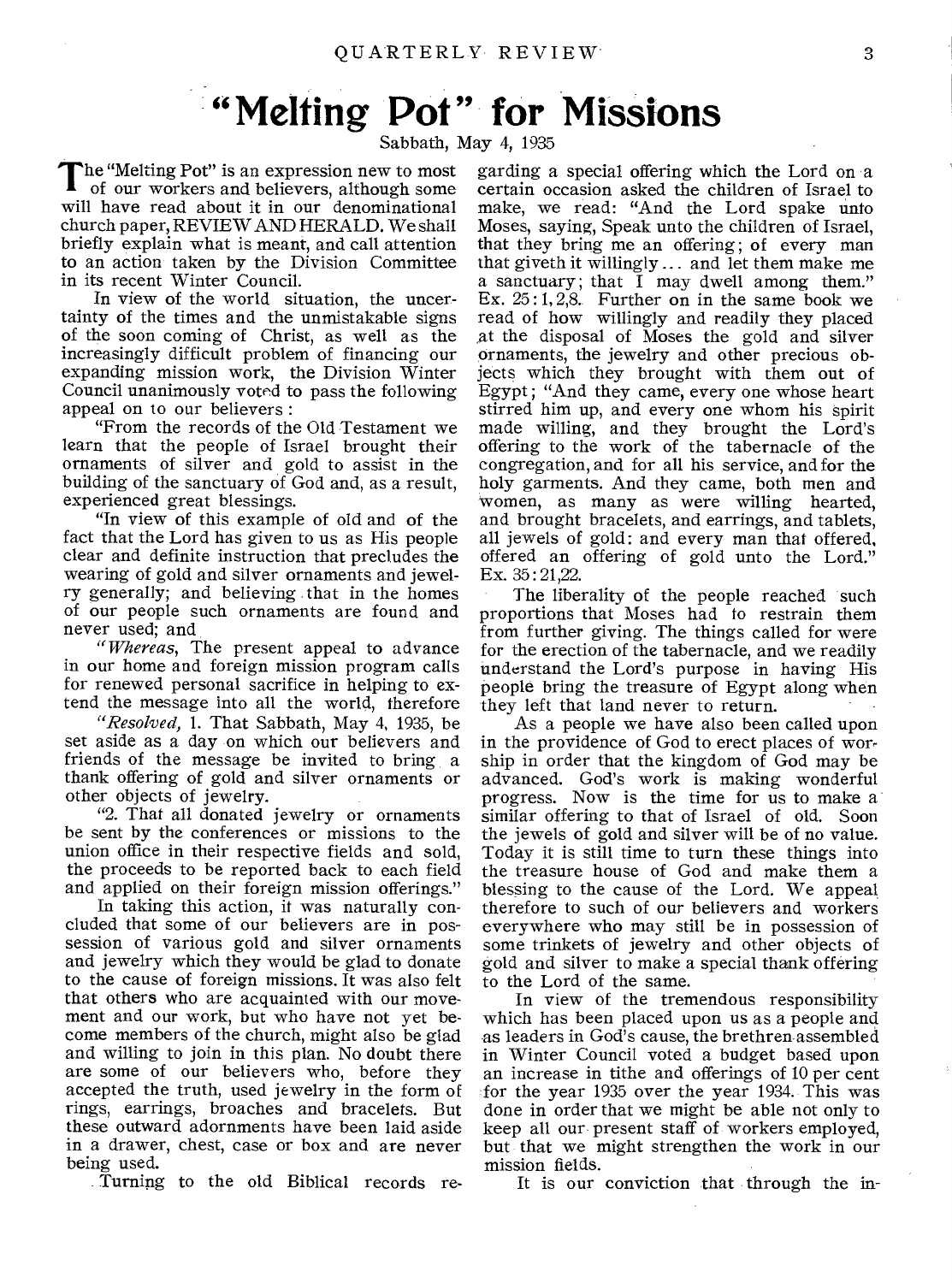# "Melting Pot" for Missions

Sabbath, May 4, 1935

The "Melting Pot" is an expression new to most of our workers and believers, although some will have read about it in our denominational church paper, REVIEW AND HERALD. We shall briefly explain what is meant, and call attention to an action taken by the Division Committee in its recent Winter Council.

In view of the world situation, the uncertainty of the times and the unmistakable signs of the soon coming of Christ, as well as the increasingly difficult problem of financing our expanding mission work, the Division Winter Council unanimously voted to pass the following appeal on to our believers :

"From the records of the Old Testament we learn that the people of Israel brought their ornaments of silver and gold to assist in the building of the sanctuary of God and, as a result, experienced great blessings.

"In view of this example of old and of the fact that the Lord has given to us as His people clear and definite instruction that precludes the wearing of gold and silver ornaments and jewelry generally; and believing that in the homes of our people such ornaments are found and never used; and

*"Whereas,* The present appeal to advance in our home and foreign mission program calls for renewed personal sacrifice in helping to extend the message into all the world, therefore

*"Resolved,* 1. That Sabbath, May 4, 1935, be set aside as a day on which our believers and friends of the message be invited to bring a thank offering of gold and silver ornaments or other objects of jewelry.

"2. That all donated jewelry or ornaments be sent by the conferences or missions to the union office in their respective fields and sold, the proceeds to be reported back to each field and applied on their foreign mission offerings."

In taking this action, it was naturally concluded that some of our believers are in possession of various gold and silver ornaments and jewelry which they would be glad to donate to the cause of foreign missions. It was also felt that others who are acquainted with our movement and our work, but who have not yet become members of the church, might also be glad and willing to join in this plan. No doubt there are some of our believers who, before they accepted the truth, used jewelry in the form of rings, earrings, broaches and bracelets. But these outward adornments have been laid aside in a drawer, chest, case or box and are never being used.

Turning to the old Biblical records regarding a special offering which the Lord on a certain occasion asked the children of Israel to make, we read: "And the Lord spake unto Moses, saying, Speak unto the children of Israel, that they bring me an offering; of every man that giveth it willingly ... and let them make me a sanctuary; that I may dwell among them." Ex. 25:1,2,8. Further on in the same book we read of how willingly and readily they placed at the disposal of Moses the gold and silver ornaments, the jewelry and other precious objects which they brought with them out of Egypt; "And they came, every one whose heart stirred him up, and every one whom his spirit made willing, and they brought the Lord's offering to the work of the tabernacle of the congregation, and for all his service, and for the holy garments. And they came, both men and women, as many as were willing hearted, and brought bracelets, and earrings, and tablets, all jewels of gold: and every man that offered, offered an offering of gold unto the Lord." Ex. 35:21,22.

The liberality of the people reached such proportions that Moses had to restrain them from further giving. The things called for were for the erection of the tabernacle, and we readily understand the Lord's purpose in having His people bring the treasure of Egypt along when they left that land never to return.

As a people we have also been called upon in the providence of God to erect places of worship in order that the kingdom of God may be advanced. God's work is making wonderful progress. Now is the time for us to make a similar offering to that of Israel of old. Soon the jewels of gold and silver will be of no value. Today it is still time to turn these things into the treasure house of God and make them a blessing to the cause of the Lord. We appeal therefore to such of our believers and workers everywhere who may still be in possession of some trinkets of jewelry and other objects of gold and silver to make a special thank offering to the Lord of the same.

In view of the tremendous responsibility which has been placed upon us as a people and as leaders in God's cause, the brethren assembled in Winter Council voted a budget based upon an increase in tithe and offerings of 10 per cent for the year 1935 over the year 1934. This was done in order that we might be able not only to keep all our present staff of workers employed, but that we might strengthen the work in our mission fields.

It is our conviction that through the in-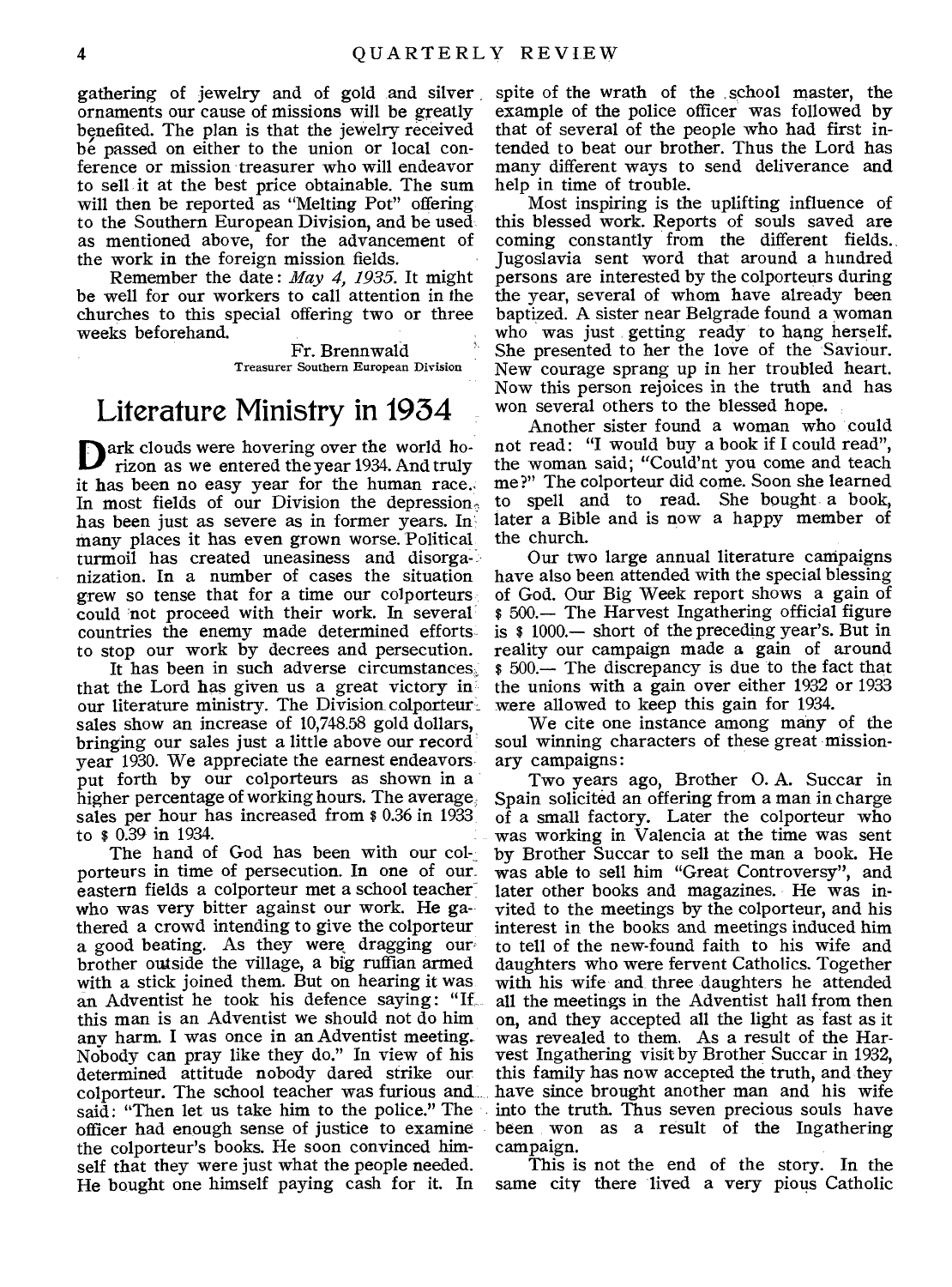gathering of jewelry and of gold and silver ornaments our cause of missions will be greatly benefited. The plan is that the jewelry received be passed on either to the union or local conference or mission treasurer who will endeavor to sell it at the best price obtainable. The sum will then be reported as "Melting Pot" offering to the Southern European Division, and be used as mentioned above, for the advancement of the work in the foreign mission fields.

Remember the date: *May 4, 1935.* It might be well for our workers to call attention in the churches to this special offering two or three weeks beforehand.

Fr. Brennwald
Treasurer Southern European Division

# Literature Ministry in 1934

Dark clouds were hovering over the world horizon as we entered the year 1934. And truly it has been no easy year for the human race. In most fields of our Division the depression has been just as severe as in former years. In many places it has even grown worse. Political turmoil has created uneasiness and disorganization. In a number of cases the situation grew so tense that for a time our colporteurs could not proceed with their work. In several countries the enemy made determined efforts to stop our work by decrees and persecution.

It has been in such adverse circumstances that the Lord has given us a great victory in our literature ministry. The Division colporteur sales show an increase of 10,748.58 gold dollars, bringing our sales just a little above our record year 1930. We appreciate the earnest endeavors put forth by our colporteurs as shown in a higher percentage of working hours. The average sales per hour has increased from $ 0.36 in 1933 to $ 0.39 in 1934.

The hand of God has been with our colporteurs in time of persecution. In one of our eastern fields a colporteur met a school teacher who was very bitter against our work. He gathered a crowd intending to give the colporteur a good beating. As they were dragging our brother outside the village, a big ruffian armed with a stick joined them. But on hearing it was an Adventist he took his defence saying: "If this man is an Adventist we should not do him any harm. I was once in an Adventist meeting. Nobody can pray like they do." In view of his determined attitude nobody dared strike our colporteur. The school teacher was furious and said: "Then let us take him to the police." The officer had enough sense of justice to examine the colporteur's books. He soon convinced himself that they were just what the people needed. He bought one himself paying cash for it. In spite of the wrath of the school master, the example of the police officer was followed by that of several of the people who had first intended to beat our brother. Thus the Lord has many different ways to send deliverance and help in time of trouble.

Most inspiring is the uplifting influence of this blessed work. Reports of souls saved are coming constantly from the different fields. Jugoslavia sent word that around a hundred persons are interested by the colporteurs during the year, several of whom have already been baptized. A sister near Belgrade found a woman who was just getting ready to hang herself. She presented to her the love of the Saviour. New courage sprang up in her troubled heart. Now this person rejoices in the truth and has won several others to the blessed hope.

Another sister found a woman who could not read: "I would buy a book if I could read", the woman said; "Could'nt you come and teach me?" The colporteur did come. Soon she learned to spell and to read. She bought a book, later a Bible and is now a happy member of the church.

Our two large annual literature campaigns have also been attended with the special blessing of God. Our Big Week report shows a gain of $ 500.— The Harvest Ingathering official figure is $ 1000.— short of the preceding year's. But in reality our campaign made a gain of around $ 500.— The discrepancy is due to the fact that the unions with a gain over either 1932 or 1933 were allowed to keep this gain for 1934.

We cite one instance among many of the soul winning characters of these great missionary campaigns:

Two years ago, Brother O. A. Succar in Spain solicited an offering from a man in charge of a small factory. Later the colporteur who was working in Valencia at the time was sent by Brother Succar to sell the man a book. He was able to sell him "Great Controversy", and later other books and magazines. He was invited to the meetings by the colporteur, and his interest in the books and meetings induced him to tell of the new-found faith to his wife and daughters who were fervent Catholics. Together with his wife and three daughters he attended all the meetings in the Adventist hall from then on, and they accepted all the light as fast as it was revealed to them. As a result of the Harvest Ingathering visit by Brother Succar in 1932, this family has now accepted the truth, and they have since brought another man and his wife into the truth. Thus seven precious souls have been won as a result of the Ingathering campaign.

This is not the end of the story. In the same city there lived a very pious Catholic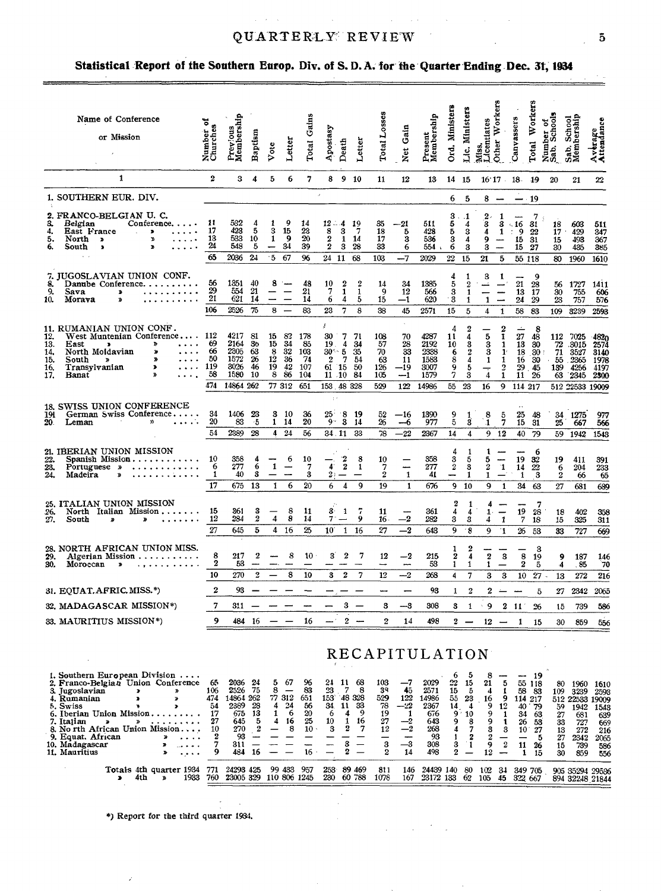## Statistical Report of the Southern Europ. Div. of S. D. A. for the Quarter Ending Dec. 31, 1934

| Name of Conference or Mission | Number of Churches | Previous Membership | Baptism | Vote | Letter | Total Gains | Apostasy | Death | Letter | Total Losses | Net Gain | Present Membership | Ord. Ministers | Lic. Ministers | Miss. Licentiates | Other Workers | Canvassers | Total Workers | Number of Sab. Schools | Sab. School Membership | Average Attendance |
|---|---|---|---|---|---|---|---|---|---|---|---|---|---|---|---|---|---|---|---|---|---|
| 1 | 2 | 3 | 4 | 5 | 6 | 7 | 8 | 9 | 10 | 11 | 12 | 13 | 14 | 15 | 16 | 17 | 18 | 19 | 20 | 21 | 22 |
| 1. SOUTHERN EUR. DIV. | | | | | | | | | | | | | 6 | 5 | 8 | — | — | 19 | | | |
| 2. FRANCO-BELGIAN U. C. | | | | | | | | | | | | | 3 | 1 | 2 | 1 | — | 7 | | | |
| 3. Belgian Conference | 11 | 582 | 4 | 1 | 9 | 14 | 12 | 4 | 19 | 35 | —21 | 511 | 5 | 4 | 3 | 3 | 16 | 31 | 18 | 603 | 511 |
| 4. East France » | 17 | 423 | 5 | 3 | 15 | 23 | 8 | 3 | 7 | 18 | 5 | 428 | 5 | 3 | 4 | 1 | 9 | 22 | 17 | 429 | 347 |
| 5. North » » | 13 | 583 | 10 | 1 | 9 | 20 | 2 | 1 | 14 | 17 | 3 | 536 | 3 | 4 | 9 | — | 15 | 31 | 15 | 493 | 367 |
| 6. South » » | 24 | 548 | 5 | — | 34 | 39 | 2 | 3 | 28 | 33 | 6 | 554 | 6 | 3 | 3 | — | 15 | 27 | 30 | 435 | 385 |
| | 65 | 2036 | 24 | 5 | 67 | 96 | 24 | 11 | 68 | 103 | —7 | 2029 | 22 | 15 | 21 | 5 | 55 | 118 | 80 | 1960 | 1610 |
| 7. JUGOSLAVIAN UNION CONF. | | | | | | | | | | | | | 4 | 1 | 3 | 1 | — | 9 | | | |
| 8. Danube Conference | 56 | 1351 | 40 | 8 | — | 48 | 10 | 2 | 2 | 14 | 34 | 1385 | 5 | 2 | — | — | 21 | 28 | 56 | 1727 | 1411 |
| 9. Sava » | 29 | 554 | 21 | — | — | 21 | 7 | 1 | 1 | 9 | 12 | 566 | 3 | 1 | — | — | 13 | 17 | 30 | 755 | 606 |
| 10. Morava » | 21 | 621 | 14 | — | — | 14 | 6 | 4 | 5 | 15 | —1 | 620 | 3 | 1 | 1 | — | 24 | 29 | 23 | 757 | 576 |
| | 106 | 2526 | 75 | 8 | — | 83 | 23 | 7 | 8 | 38 | 45 | 2571 | 15 | 5 | 4 | 1 | 58 | 83 | 109 | 3239 | 2593 |
| 11. RUMANIAN UNION CONF. | | | | | | | | | | | | | 4 | 2 | — | 2 | — | 8 | | | |
| 12. West Muntenian Conference | 112 | 4217 | 81 | 15 | 82 | 178 | 30 | 7 | 71 | 108 | 70 | 4287 | 11 | 4 | 5 | 1 | 27 | 48 | 112 | 7025 | 4820 |
| 13. East » » | 69 | 2164 | 36 | 15 | 34 | 85 | 19 | 4 | 34 | 57 | 28 | 2192 | 10 | 3 | 3 | 1 | 13 | 30 | 72 | 3015 | 2574 |
| 14. North Moldavian » | 66 | 2305 | 63 | 8 | 32 | 103 | 30 | 5 | 35 | 70 | 33 | 2338 | 6 | 2 | 3 | 1 | 18 | 30 | 71 | 3527 | 3140 |
| 15. South » » | 50 | 1572 | 26 | 12 | 36 | 74 | 2 | 7 | 54 | 63 | 11 | 1583 | 8 | 4 | 1 | 1 | 16 | 30 | 55 | 2365 | 1978 |
| 16. Transylvanian » | 119 | 3026 | 46 | 19 | 42 | 107 | 61 | 15 | 50 | 126 | —19 | 3007 | 9 | 5 | — | 2 | 29 | 45 | 139 | 4256 | 4197 |
| 17. Banat » | 58 | 1580 | 10 | 8 | 86 | 104 | 11 | 10 | 84 | 105 | —1 | 1579 | 7 | 3 | 4 | 1 | 11 | 26 | 63 | 2345 | 2300 |
| | 474 | 14864 | 262 | 77 | 312 | 651 | 153 | 48 | 328 | 529 | 122 | 14986 | 55 | 23 | 16 | 9 | 114 | 217 | 512 | 22533 | 19009 |
| 18. SWISS UNION CONFERENCE | | | | | | | | | | | | | | | | | | | | | |
| 19. German Swiss Conference | 34 | 1406 | 23 | 3 | 10 | 36 | 25 | 8 | 19 | 52 | —16 | 1390 | 9 | 1 | 8 | 5 | 25 | 48 | 34 | 1275 | 977 |
| 20. Leman » | 20 | 983 | 5 | 1 | 14 | 20 | 9 | 3 | 14 | 26 | —6 | 977 | 5 | 3 | 1 | 7 | 15 | 31 | 25 | 667 | 566 |
| | 54 | 2389 | 28 | 4 | 24 | 56 | 34 | 11 | 33 | 78 | —22 | 2367 | 14 | 4 | 9 | 12 | 40 | 79 | 59 | 1942 | 1543 |
| 21. IBERIAN UNION MISSION | | | | | | | | | | | | | 4 | 1 | 1 | — | — | 6 | | | |
| 22. Spanish Mission | 10 | 358 | 4 | — | 6 | 10 | — | 2 | 8 | 10 | — | 358 | 3 | 5 | 5 | — | 19 | 32 | 19 | 411 | 391 |
| 23. Portuguese » | 6 | 277 | 6 | 1 | — | 7 | 4 | 2 | 1 | 7 | — | 277 | 2 | 3 | 2 | 1 | 14 | 22 | 6 | 204 | 233 |
| 24. Madeira » | 1 | 40 | 3 | — | — | 3 | 2 | — | — | 2 | 1 | 41 | — | 1 | 1 | — | 1 | 3 | 2 | 66 | 65 |
| | 17 | 675 | 13 | 1 | 6 | 20 | 6 | 4 | 9 | 19 | 1 | 676 | 9 | 10 | 9 | 1 | 34 | 63 | 27 | 681 | 689 |
| 25. ITALIAN UNION MISSION | | | | | | | | | | | | | 2 | 1 | 4 | — | — | 7 | | | |
| 26. North Italian Mission | 15 | 361 | 3 | — | 8 | 11 | 3 | 1 | 7 | 11 | — | 361 | 4 | 4 | 1 | — | 19 | 28 | 18 | 402 | 358 |
| 27. South » » | 12 | 284 | 2 | 4 | 8 | 14 | 7 | — | 9 | 16 | —2 | 282 | 3 | 3 | 4 | 1 | 7 | 18 | 15 | 325 | 311 |
| | 27 | 645 | 5 | 4 | 16 | 25 | 10 | 1 | 16 | 27 | —2 | 643 | 9 | 8 | 9 | 1 | 26 | 53 | 33 | 727 | 669 |
| 28. NORTH AFRICAN UNION MISS. | | | | | | | | | | | | | 1 | 2 | — | — | — | 3 | | | |
| 29. Algerian Mission | 8 | 217 | 2 | — | 8 | 10 | 3 | 2 | 7 | 12 | —2 | 215 | 2 | 4 | 2 | 3 | 8 | 19 | 9 | 187 | 146 |
| 30. Moroccan » | 2 | 53 | — | — | — | — | — | — | — | — | — | 53 | 1 | 1 | 1 | — | 2 | 5 | 4 | 85 | 70 |
| | 10 | 270 | 2 | — | 8 | 10 | 3 | 2 | 7 | 12 | —2 | 268 | 4 | 7 | 3 | 3 | 10 | 27 | 13 | 272 | 216 |
| 31. EQUAT. AFRIC. MISS.*) | 2 | 93 | — | — | — | — | — | — | — | — | — | 93 | 1 | 2 | 2 | — | — | 5 | 27 | 2342 | 2065 |
| 32. MADAGASCAR MISSION*) | 7 | 311 | — | — | — | — | — | 3 | — | 3 | —3 | 308 | 3 | 1 | 9 | 2 | 11 | 26 | 15 | 739 | 586 |
| 33. MAURITIUS MISSION*) | 9 | 484 | 16 | — | — | 16 | — | 2 | — | 2 | 14 | 498 | 2 | — | 12 | — | 1 | 15 | 30 | 859 | 556 |

## RECAPITULATION

| Name | 2 | 3 | 4 | 5 | 6 | 7 | 8 | 9 | 10 | 11 | 12 | 13 | 14 | 15 | 16 | 17 | 18 | 19 | 20 | 21 | 22 |
|---|---|---|---|---|---|---|---|---|---|---|---|---|---|---|---|---|---|---|---|---|---|
| 1. Southern European Division | | | | | | | | | | | | | 6 | 5 | 8 | — | — | 19 | | | |
| 2. Franco-Belgian Union Conference | 65 | 2036 | 24 | 5 | 67 | 96 | 24 | 11 | 68 | 103 | —7 | 2029 | 22 | 15 | 21 | 5 | 55 | 118 | 80 | 1960 | 1610 |
| 3. Jugoslavian » » | 106 | 2526 | 75 | 8 | — | 83 | 23 | 7 | 8 | 38 | 45 | 2571 | 15 | 5 | 4 | 1 | 58 | 83 | 109 | 3239 | 2593 |
| 4. Rumanian » » | 474 | 14864 | 262 | 77 | 312 | 651 | 153 | 48 | 328 | 529 | 122 | 14986 | 55 | 23 | 16 | 9 | 114 | 217 | 512 | 22533 | 19009 |
| 5. Swiss » » | 54 | 2389 | 28 | 4 | 24 | 56 | 34 | 11 | 33 | 78 | —22 | 2367 | 14 | 4 | 9 | 12 | 40 | 79 | 59 | 1942 | 1543 |
| 6. Iberian Union Mission | 17 | 675 | 13 | 1 | 6 | 20 | 6 | 4 | 9 | 19 | 1 | 676 | 9 | 10 | 9 | 1 | 34 | 63 | 27 | 681 | 639 |
| 7. Italian » » | 27 | 645 | 5 | 4 | 16 | 25 | 10 | 1 | 16 | 27 | —2 | 643 | 9 | 8 | 9 | 1 | 26 | 53 | 33 | 727 | 669 |
| 8. North African Union Mission | 10 | 270 | 2 | — | 8 | 10 | 3 | 2 | 7 | 12 | —2 | 268 | 4 | 7 | 3 | 3 | 10 | 27 | 13 | 272 | 216 |
| 9. Equat. African » | 2 | 93 | — | — | — | — | — | — | — | — | — | 93 | 1 | 2 | 2 | — | — | 5 | 27 | 2342 | 2065 |
| 10. Madagascar » | 7 | 311 | — | — | — | — | — | 3 | — | 3 | —3 | 308 | 3 | 1 | 9 | 2 | 11 | 26 | 15 | 739 | 586 |
| 11. Mauritius » | 9 | 484 | 16 | — | — | 16 | — | 2 | — | 2 | 14 | 498 | 2 | — | 12 | — | 1 | 15 | 30 | 859 | 556 |
| Totals 4th quarter 1934 | 771 | 24293 | 425 | 99 | 433 | 957 | 253 | 89 | 469 | 811 | 146 | 24439 | 140 | 80 | 102 | 34 | 349 | 705 | 905 | 35294 | 29536 |
| » 4th » 1933 | 760 | 23005 | 329 | 110 | 806 | 1245 | 230 | 60 | 788 | 1078 | 167 | 23172 | 133 | 62 | 105 | 45 | 322 | 667 | 894 | 32248 | 21844 |

*) Report for the third quarter 1934.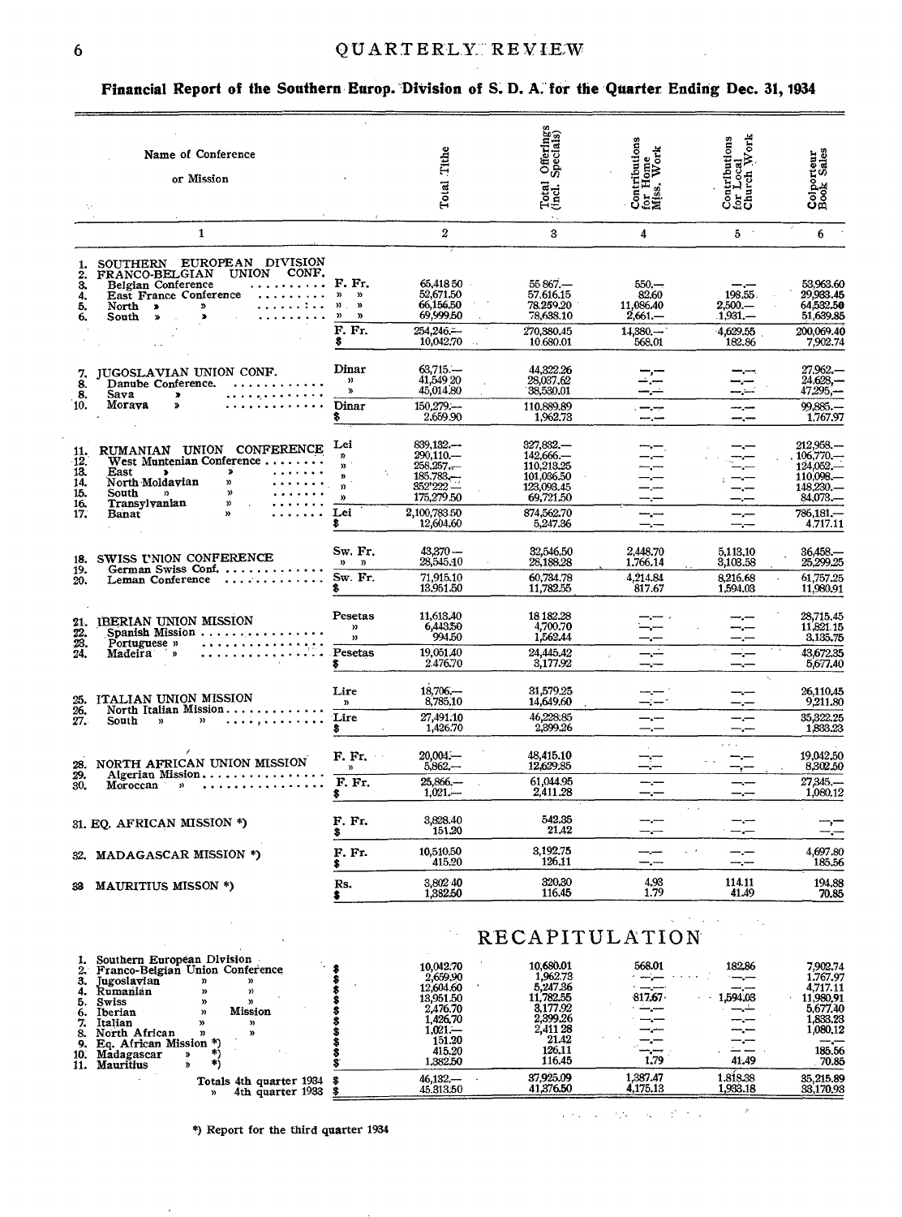## Financial Report of the Southern Europ. Division of S. D. A. for the Quarter Ending Dec. 31, 1934

| | Name of Conference or Mission | | Total Tithe | Total Offerings (incl. Specials) | Contributions for Home Miss. Work | Contributions for Local Church Work | Colporteur Book Sales |
|---|---|---|---|---|---|---|---|
| | 1 | | 2 | 3 | 4 | 5 | 6 |
| 1. | SOUTHERN EUROPEAN DIVISION | | | | | | |
| 2. | FRANCO-BELGIAN UNION CONF. | | | | | | |
| 3. | Belgian Conference | F. Fr. | 65,418.50 | 55 867.— | 550.— | —,— | 53,963.60 |
| 4. | East France Conference | » » | 52,671.50 | 57,616.15 | 82.60 | 198.55 | 29,933.45 |
| 5. | North » » | » » | 66,156.50 | 78,259.20 | 11,086.40 | 2,500.— | 64,532.50 |
| 6. | South » » | » » | 69,999.50 | 78,638.10 | 2,661.— | 1,931.— | 51,639.85 |
| | | F. Fr. | 254,246.— | 270,380.45 | 14,380.— | 4,629.55 | 200,069.40 |
| | | $ | 10,042.70 | 10,680.01 | 568.01 | 182.86 | 7,902.74 |
| 7. | JUGOSLAVIAN UNION CONF. | | | | | | |
| 8. | Danube Conference. | Dinar | 63,715.— | 44,322.26 | —,— | —,— | 27,962.— |
| 8. | Sava » | » | 41,549.20 | 28,037.62 | —,— | —,— | 24,628.— |
| 10. | Morava » | » | 45,014.80 | 38,530.01 | —,— | —,— | 47,295.— |
| | | Dinar | 150,279.— | 110,889.89 | —,— | —,— | 99,885.— |
| | | $ | 2,659.90 | 1,962.73 | —,— | —,— | 1,767.97 |
| 11. | RUMANIAN UNION CONFERENCE | Lei | 839,132.— | 327,832.— | —,— | —,— | 212,958.— |
| 12. | West Muntenian Conference | » | 290,110.— | 142,666.— | —,— | —,— | 106,770.— |
| 13. | East » » | » | 258,257.— | 110,213.25 | —,— | —,— | 124,052.— |
| 14. | North Moldavian » | » | 185,783.— | 101,036.50 | —,— | —,— | 110,098.— |
| 15. | South » » | » | 352'222.— | 123,093.45 | —,— | —,— | 148,230.— |
| 16. | Transylvanian » | » | 175,279.50 | 69,721.50 | —,— | —,— | 84,073.— |
| 17. | Banat » | | | | | | |
| | | Lei | 2,100,783.50 | 874,562.70 | —,— | —,— | 786,181.— |
| | | $ | 12,604.60 | 5,247.36 | —,— | —,— | 4,717.11 |
| 18. | SWISS UNION CONFERENCE | | | | | | |
| 19. | German Swiss Conf. | Sw. Fr. | 43,370.— | 32,546.50 | 2,448.70 | 5,113.10 | 36,458.— |
| 20. | Leman Conference | » » | 28,545.10 | 28,188.28 | 1,766.14 | 3,103.58 | 25,299.25 |
| | | Sw. Fr. | 71,915.10 | 60,734.78 | 4,214.84 | 8,216.68 | 61,757.25 |
| | | $ | 13,951.50 | 11,782.55 | 817.67 | 1,594.03 | 11,980.91 |
| 21. | IBERIAN UNION MISSION | | | | | | |
| 22. | Spanish Mission | Pesetas | 11,613.40 | 18 182.28 | —,— | —,— | 28,715.45 |
| 23. | Portuguese » | » | 6,443.50 | 4,700.70 | —,— | —,— | 11,821.15 |
| 24. | Madeira » | » | 994.50 | 1,562.44 | —,— | —,— | 3,135.75 |
| | | Pesetas | 19,051.40 | 24,445.42 | —,— | —,— | 43,672.35 |
| | | $ | 2,476.70 | 3,177.92 | —,— | —,— | 5,677.40 |
| 25. | ITALIAN UNION MISSION | | | | | | |
| 26. | North Italian Mission | Lire | 18,706.— | 31,579.25 | —,— | —,— | 26,110.45 |
| 27. | South » » | » | 8,785.10 | 14,649.60 | —,— | —,— | 9,211.80 |
| | | Lire | 27,491.10 | 46,228.85 | —,— | —,— | 35,322.25 |
| | | $ | 1,426.70 | 2,399.26 | —,— | —,— | 1,833.23 |
| 28. | NORTH AFRICAN UNION MISSION | | | | | | |
| 29. | Algerian Mission | F. Fr. | 20,004.— | 48,415.10 | —,— | —,— | 19,042.50 |
| 30. | Moroccan » | » | 5,862.— | 12,629.85 | —,— | —,— | 8,302.50 |
| | | F. Fr. | 25,866.— | 61,044.95 | —,— | —,— | 27,345.— |
| | | $ | 1,021.— | 2,411.28 | —,— | —,— | 1,080.12 |
| 31. | EQ. AFRICAN MISSION *) | F. Fr. | 3,828.40 | 542.35 | —,— | —,— | —,— |
| | | $ | 151.20 | 21.42 | —,— | —,— | —,— |
| 32. | MADAGASCAR MISSION *) | F. Fr. | 10,510.50 | 3,192.75 | —,— | —,— | 4,697.80 |
| | | $ | 415.20 | 126.11 | —,— | —,— | 185.56 |
| 33 | MAURITIUS MISSON *) | Rs. | 3,802.40 | 320.30 | 4.93 | 114.11 | 194.88 |
| | | $ | 1,382.50 | 116.45 | 1.79 | 41.49 | 70.85 |

## RECAPITULATION

| | | | | | | | |
|---|---|---|---|---|---|---|---|
| 1. | Southern European Division | | | | | | |
| 2. | Franco-Belgian Union Conference | $ | 10,042.70 | 10,680.01 | 568.01 | 182.86 | 7,902.74 |
| 3. | Jugoslavian » » | $ | 2,659.90 | 1,962.73 | —,— | —,— | 1,767.97 |
| 4. | Rumanian » » | $ | 12,604.60 | 5,247.36 | —,— | —,— | 4,717.11 |
| 5. | Swiss » » | $ | 13,951.50 | 11,782.55 | 817.67 | 1,594.03 | 11,980.91 |
| 6. | Iberian » Mission | $ | 2,476.70 | 3,177.92 | —,— | —,— | 5,677.40 |
| 7. | Italian » » | $ | 1,426.70 | 2,399.26 | —,— | —,— | 1,833.23 |
| 8. | North African » » | $ | 1,021.— | 2,411.28 | —,— | —,— | 1,080.12 |
| 9. | Eq. African Mission *) | $ | 151.20 | 21.42 | —,— | —,— | —,— |
| 10. | Madagascar » *) | $ | 415.20 | 126.11 | —,— | —,— | 185.56 |
| 11. | Mauritius » *) | $ | 1,382.50 | 116.45 | 1.79 | 41.49 | 70.85 |
| | Totals 4th quarter 1934 | $ | 46,132.— | 37,925.09 | 1,387.47 | 1,818.38 | 35,215.89 |
| | » 4th quarter 1933 | $ | 45,313.50 | 41,376.50 | 4,175.13 | 1,933.18 | 33,170.93 |

*) Report for the third quarter 1934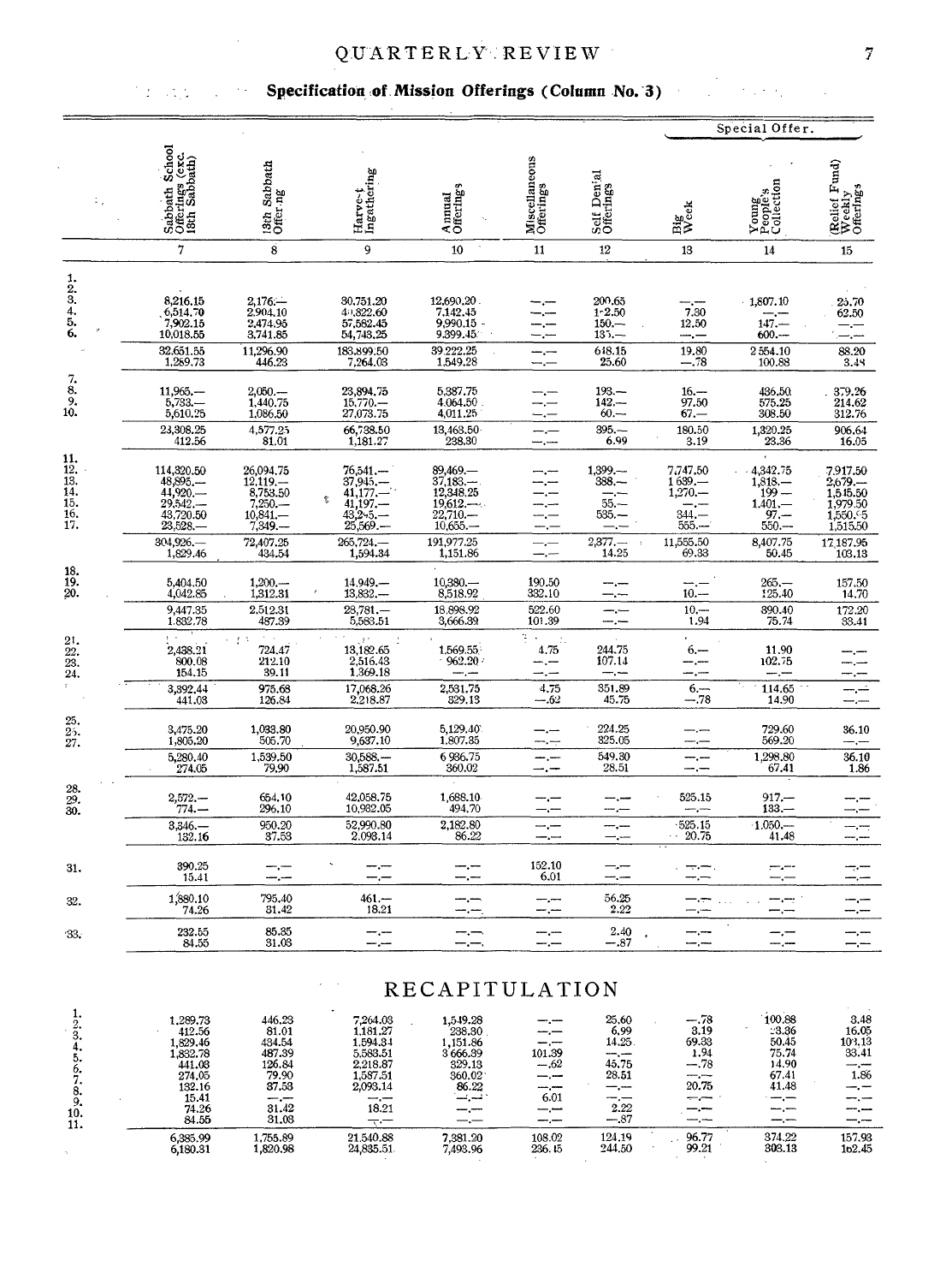## Specification of Mission Offerings (Column No. 3)

| | Sabbath School Offerings (exc. 13th Sabbath) | 13th Sabbath Offering | Harvest Ingathering | Annual Offerings | Miscellaneous Offerings | Self Denial Offerings | Special Offer. | | |
|---|---|---|---|---|---|---|---|---|---|
| | | | | | | | Big Week | Young People's Collection | (Relief Fund) Weekly Offerings |
| | 7 | 8 | 9 | 10 | 11 | 12 | 13 | 14 | 15 |
| 1. | | | | | | | | | |
| 2. | | | | | | | | | |
| 3. | 8,216.15 | 2,176.— | 30,751.20 | 12,690.20 | —.— | 200.65 | —.— | 1,807.10 | 25.70 |
| 4. | 6,514.70 | 2,904.10 | 40,822.60 | 7,142.45 | —.— | 132.50 | 7.30 | —.— | 62.50 |
| 5. | 7,902.15 | 2,474.95 | 57,582.45 | 9,990.15 | —.— | 150.— | 12.50 | 147.— | —.— |
| 6. | 10,018.55 | 3,741.85 | 54,743.25 | 9,399.45 | —.— | 135.— | —.— | 600.— | —.— |
| | 32,651.55 | 11,296.90 | 183,899.50 | 39,222.25 | —.— | 618.15 | 19.80 | 2,554.10 | 88.20 |
| | 1,289.73 | 446.23 | 7,264.03 | 1,549.28 | —.— | 25.60 | —.78 | 100.88 | 3.48 |
| 7. | | | | | | | | | |
| 8. | 11,965.— | 2,050.— | 23,894.75 | 5,387.75 | —.— | 193.— | 16.— | 436.50 | 379.26 |
| 9. | 5,733.— | 1,440.75 | 15,770.— | 4,064.50 | —.— | 142.— | 97.50 | 575.25 | 214.62 |
| 10. | 5,610.25 | 1,086.50 | 27,073.75 | 4,011.25 | —.— | 60.— | 67.— | 308.50 | 312.76 |
| | 23,308.25 | 4,577.25 | 66,738.50 | 13,463.50 | —.— | 395.— | 180.50 | 1,320.25 | 906.64 |
| | 412.56 | 81.01 | 1,181.27 | 238.30 | —.— | 6.99 | 3.19 | 23.36 | 16.05 |
| 11. | | | | | | | | | |
| 12. | 114,320.50 | 26,094.75 | 76,541.— | 89,469.— | —.— | 1,399.— | 7,747.50 | 4,342.75 | 7,917.50 |
| 13. | 48,895.— | 12,119.— | 37,945.— | 37,183.— | —.— | 388.— | 1,639.— | 1,818.— | 2,679.— |
| 14. | 44,920.— | 8,753.50 | 41,177.— | 12,348.25 | —.— | —.— | 1,270.— | 199.— | 1,515.50 |
| 15. | 29,542.— | 7,250.— | 41,197.— | 19,612.— | —.— | 55.— | —.— | 1,401.— | 1,979.50 |
| 16. | 43,720.50 | 10,841.— | 43,295.— | 22,710.— | —.— | 535.— | 344.— | 97.— | 1,550.45 |
| 17. | 23,528.— | 7,349.— | 25,569.— | 10,655.— | —.— | —.— | 555.— | 550.— | 1,515.50 |
| | 304,926.— | 72,407.25 | 265,724.— | 191,977.25 | —.— | 2,377.— | 11,555.50 | 8,407.75 | 17,187.95 |
| | 1,829.46 | 434.54 | 1,594.34 | 1,151.86 | —.— | 14.25 | 69.33 | 50.45 | 103.13 |
| 18. | | | | | | | | | |
| 19. | 5,404.50 | 1,200.— | 14,949.— | 10,380.— | 190.50 | —.— | —.— | 265.— | 157.50 |
| 20. | 4,042.85 | 1,312.31 | 13,832.— | 8,518.92 | 332.10 | —.— | 10.— | 125.40 | 14.70 |
| | 9,447.35 | 2,512.31 | 28,781.— | 18,898.92 | 522.60 | —.— | 10.— | 390.40 | 172.20 |
| | 1,832.78 | 487.39 | 5,583.51 | 3,666.39 | 101.39 | —.— | 1.94 | 75.74 | 33.41 |
| 21. | | | | | | | | | |
| 22. | 2,438.21 | 724.47 | 13,182.65 | 1,569.55 | 4.75 | 244.75 | 6.— | 11.90 | —.— |
| 23. | 800.08 | 212.10 | 2,516.43 | 962.20 | —.— | 107.14 | —.— | 102.75 | —.— |
| 24. | 154.15 | 39.11 | 1,369.18 | —.— | —.— | —.— | —.— | —.— | —.— |
| | 3,392.44 | 975.68 | 17,068.26 | 2,531.75 | 4.75 | 351.89 | 6.— | 114.65 | —.— |
| | 441.03 | 126.84 | 2,218.87 | 329.13 | —.62 | 45.75 | —.78 | 14.90 | —.— |
| 25. | | | | | | | | | |
| 26. | 3,475.20 | 1,033.80 | 20,950.90 | 5,129.40 | —.— | 224.25 | —.— | 729.60 | 36.10 |
| 27. | 1,805.20 | 505.70 | 9,637.10 | 1,807.35 | —.— | 325.05 | —.— | 569.20 | —.— |
| | 5,280.40 | 1,539.50 | 30,588.— | 6,936.75 | —.— | 549.30 | —.— | 1,298.80 | 36.10 |
| | 274.05 | 79.90 | 1,587.51 | 360.02 | —.— | 28.51 | —.— | 67.41 | 1.86 |
| 28. | | | | | | | | | |
| 29. | 2,572.— | 654.10 | 42,058.75 | 1,688.10 | —.— | —.— | 525.15 | 917.— | —.— |
| 30. | 774.— | 296.10 | 10,932.05 | 494.70 | —.— | —.— | —.— | 133.— | —.— |
| | 3,346.— | 950.20 | 52,990.80 | 2,182.80 | —.— | —.— | 525.15 | 1,050.— | —.— |
| | 132.16 | 37.53 | 2,093.14 | 86.22 | —.— | —.— | 20.75 | 41.48 | —.— |
| 31. | 390.25 | —.— | —.— | —.— | 152.10 | —.— | —.— | —.— | —.— |
| | 15.41 | —.— | —.— | —.— | 6.01 | —.— | —.— | —.— | —.— |
| 32. | 1,880.10 | 795.40 | 461.— | —.— | —.— | 56.25 | —.— | —.— | —.— |
| | 74.26 | 31.42 | 18.21 | —.— | —.— | 2.22 | —.— | —.— | —.— |
| 33. | 232.55 | 85.35 | —.— | —.— | —.— | 2.40 | —.— | —.— | —.— |
| | 84.55 | 31.03 | —.— | —.— | —.— | —.87 | —.— | —.— | —.— |

## RECAPITULATION

| | 7 | 8 | 9 | 10 | 11 | 12 | 13 | 14 | 15 |
|---|---|---|---|---|---|---|---|---|---|
| 1. | 1,289.73 | 446.23 | 7,264.03 | 1,549.28 | —.— | 25.60 | —.78 | 100.88 | 3.48 |
| 2. | 412.56 | 81.01 | 1,181.27 | 238.30 | —.— | 6.99 | 3.19 | 23.36 | 16.05 |
| 3. | 1,829.46 | 434.54 | 1,594.34 | 1,151.86 | —.— | 14.25 | 69.33 | 50.45 | 103.13 |
| 4. | 1,832.78 | 487.39 | 5,583.51 | 3,666.39 | 101.39 | —.— | 1.94 | 75.74 | 33.41 |
| 5. | 441.03 | 126.84 | 2,218.87 | 329.13 | —.62 | 45.75 | —.78 | 14.90 | —.— |
| 6. | 274.05 | 79.90 | 1,587.51 | 360.02 | —.— | 28.51 | —.— | 67.41 | 1.86 |
| 7. | 132.16 | 37.53 | 2,093.14 | 86.22 | —.— | —.— | 20.75 | 41.48 | —.— |
| 8. | 15.41 | —.— | —.— | —.— | 6.01 | —.— | —.— | —.— | —.— |
| 9. | 74.26 | 31.42 | 18.21 | —.— | —.— | 2.22 | —.— | —.— | —.— |
| 10. | 84.55 | 31.03 | —.— | —.— | —.— | —.87 | —.— | —.— | —.— |
| 11. | | | | | | | | | |
| | 6,385.99 | 1,755.89 | 21,540.88 | 7,381.20 | 108.02 | 124.19 | 96.77 | 374.22 | 157.93 |
| | 6,180.31 | 1,820.98 | 24,835.51 | 7,493.96 | 236.15 | 244.50 | 99.21 | 303.13 | 162.45 |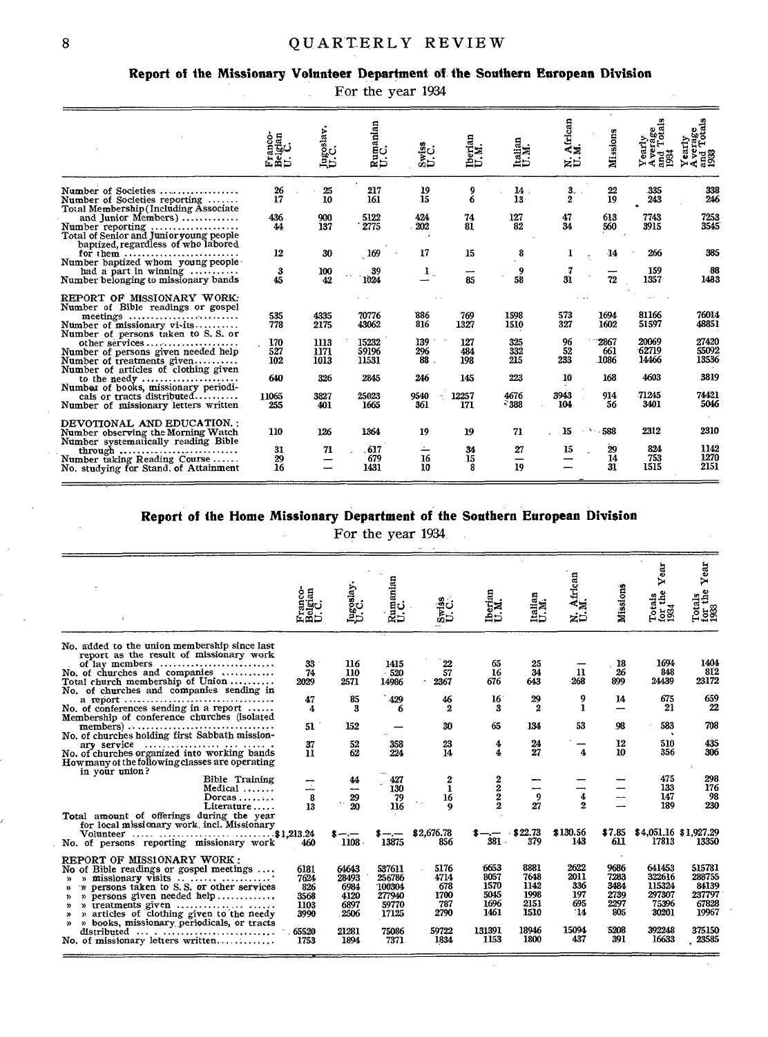## Report of the Missionary Volunteer Department of the Southern European Division

For the year 1934

| | Franco-Belgian U.C. | Jugoslav. U.C. | Rumanian U.C. | Swiss U.C. | Iberian U.M. | Italian U.M. | N. African U.M. | Missions | Yearly Average and Totals 1934 | Yearly Average and Totals 1933 |
|---|---|---|---|---|---|---|---|---|---|---|
| Number of Societies | 26 | 25 | 217 | 19 | 9 | 14 | 3 | 22 | 335 | 338 |
| Number of Societies reporting | 17 | 10 | 161 | 15 | 6 | 13 | 2 | 19 | 243 | 246 |
| Total Membership (Including Associate and Junior Members) | 436 | 900 | 5122 | 424 | 74 | 127 | 47 | 613 | 7743 | 7253 |
| Number reporting | 44 | 137 | 2775 | 202 | 81 | 82 | 34 | 560 | 3915 | 3545 |
| Total of Senior and Junior young people baptized, regardless of who labored for them | 12 | 30 | 169 | 17 | 15 | 8 | 1 | 14 | 266 | 385 |
| Number baptized whom young people had a part in winning | 3 | 100 | 39 | 1 | — | 9 | 7 | — | 159 | 88 |
| Number belonging to missionary bands | 45 | 42 | 1024 | — | 85 | 58 | 31 | 72 | 1357 | 1483 |
| **REPORT OF MISSIONARY WORK:** | | | | | | | | | | |
| Number of Bible readings or gospel meetings | 535 | 4335 | 70776 | 886 | 769 | 1598 | 573 | 1694 | 81166 | 76014 |
| Number of missionary visits | 778 | 2175 | 43062 | 816 | 1327 | 1510 | 327 | 1602 | 51597 | 48851 |
| Number of persons taken to S. S. or other services | 170 | 1113 | 15232 | 139 | 127 | 325 | 96 | 2867 | 20069 | 27420 |
| Number of persons given needed help | 527 | 1171 | 59196 | 296 | 484 | 332 | 52 | 661 | 62719 | 55092 |
| Number of treatments given | 102 | 1013 | 11531 | 88 | 198 | 215 | 233 | 1086 | 14466 | 13536 |
| Number of articles of clothing given to the needy | 640 | 326 | 2845 | 246 | 145 | 223 | 10 | 168 | 4603 | 3819 |
| Number of books, missionary periodicals or tracts distributed | 11065 | 3827 | 25023 | 9540 | 12257 | 4676 | 3943 | 914 | 71245 | 74421 |
| Number of missionary letters written | 255 | 401 | 1665 | 361 | 171 | 388 | 104 | 56 | 3401 | 5046 |
| **DEVOTIONAL AND EDUCATION.:** | | | | | | | | | | |
| Number observing the Morning Watch | 110 | 126 | 1364 | 19 | 19 | 71 | 15 | 588 | 2312 | 2310 |
| Number systematically reading Bible through | 31 | 71 | 617 | — | 34 | 27 | 15 | 29 | 824 | 1142 |
| Number taking Reading Course | 29 | — | 679 | 16 | 15 | — | — | 14 | 753 | 1270 |
| No. studying for Stand. of Attainment | 16 | — | 1431 | 10 | 8 | 19 | — | 31 | 1515 | 2151 |

## Report of the Home Missionary Department of the Southern European Division

For the year 1934

| | Franco-Belgian U.C. | Jugoslav. U.C. | Rumanian U.C. | Swiss U.C. | Iberian U.M. | Italian U.M. | N. African U.M. | Missions | Totals for the Year 1934 | Totals for the Year 1933 |
|---|---|---|---|---|---|---|---|---|---|---|
| No. added to the union membership since last report as the result of missionary work of lay members | 33 | 116 | 1415 | 22 | 65 | 25 | — | 18 | 1694 | 1404 |
| No. of churches and companies | 74 | 110 | 520 | 57 | 16 | 34 | 11 | 26 | 848 | 812 |
| Total church membership of Union | 2029 | 2571 | 14986 | 2367 | 676 | 643 | 268 | 899 | 24439 | 23172 |
| No. of churches and companies sending in a report | 47 | 85 | 429 | 46 | 16 | 29 | 9 | 14 | 675 | 659 |
| No. of conferences sending in a report | 4 | 3 | 6 | 2 | 3 | 2 | 1 | — | 21 | 22 |
| Membership of conference churches (isolated members) | 51 | 152 | — | 30 | 65 | 134 | 53 | 98 | 583 | 708 |
| No. of churches holding first Sabbath missionary service | 37 | 52 | 358 | 23 | 4 | 24 | — | 12 | 510 | 435 |
| No. of churches organized into working bands | 11 | 62 | 224 | 14 | 4 | 27 | 4 | 10 | 356 | 306 |
| How many of the following classes are operating in your union? | | | | | | | | | | |
| Bible Training | — | 44 | 427 | 2 | 2 | — | — | — | 475 | 298 |
| Medical | — | — | 130 | 1 | 2 | — | — | — | 133 | 176 |
| Dorcas | 8 | 29 | 79 | 16 | 2 | 9 | 4 | — | 147 | 98 |
| Literature | 13 | 20 | 116 | 9 | 2 | 27 | 2 | — | 189 | 230 |
| Total amount of offerings during the year for local missionary work, incl. Missionary Volunteer | $1,213.24 | $—.— | $—.— | $2,676.78 | $—.— | $22.73 | $130.56 | $7.85 | $4,051.16 | $1,927.29 |
| No. of persons reporting missionary work | 460 | 1108 | 13875 | 856 | 381 | 379 | 143 | 611 | 17813 | 13350 |
| **REPORT OF MISSIONARY WORK:** | | | | | | | | | | |
| No of Bible readings or gospel meetings | 6181 | 64643 | 537611 | 5176 | 6653 | 8881 | 2622 | 9686 | 641453 | 515781 |
| " " missionary visits | 7624 | 28493 | 256786 | 4714 | 8057 | 7648 | 2011 | 7283 | 322616 | 288755 |
| " " persons taken to S. S. or other services | 826 | 6984 | 100304 | 678 | 1570 | 1142 | 336 | 3484 | 115324 | 84139 |
| " " persons given needed help | 3568 | 4120 | 277940 | 1700 | 5045 | 1998 | 197 | 2739 | 297307 | 237797 |
| " " treatments given | 1103 | 6897 | 59770 | 787 | 1696 | 2151 | 695 | 2297 | 75396 | 67828 |
| " " articles of clothing given to the needy | 3990 | 2506 | 17125 | 2790 | 1461 | 1510 | 14 | 805 | 30201 | 19967 |
| " " books, missionary periodicals, or tracts distributed | 65520 | 21281 | 75086 | 59722 | 131391 | 18946 | 15094 | 5208 | 392248 | 375150 |
| No. of missionary letters written | 1753 | 1894 | 7371 | 1834 | 1153 | 1800 | 437 | 391 | 16633 | 23585 |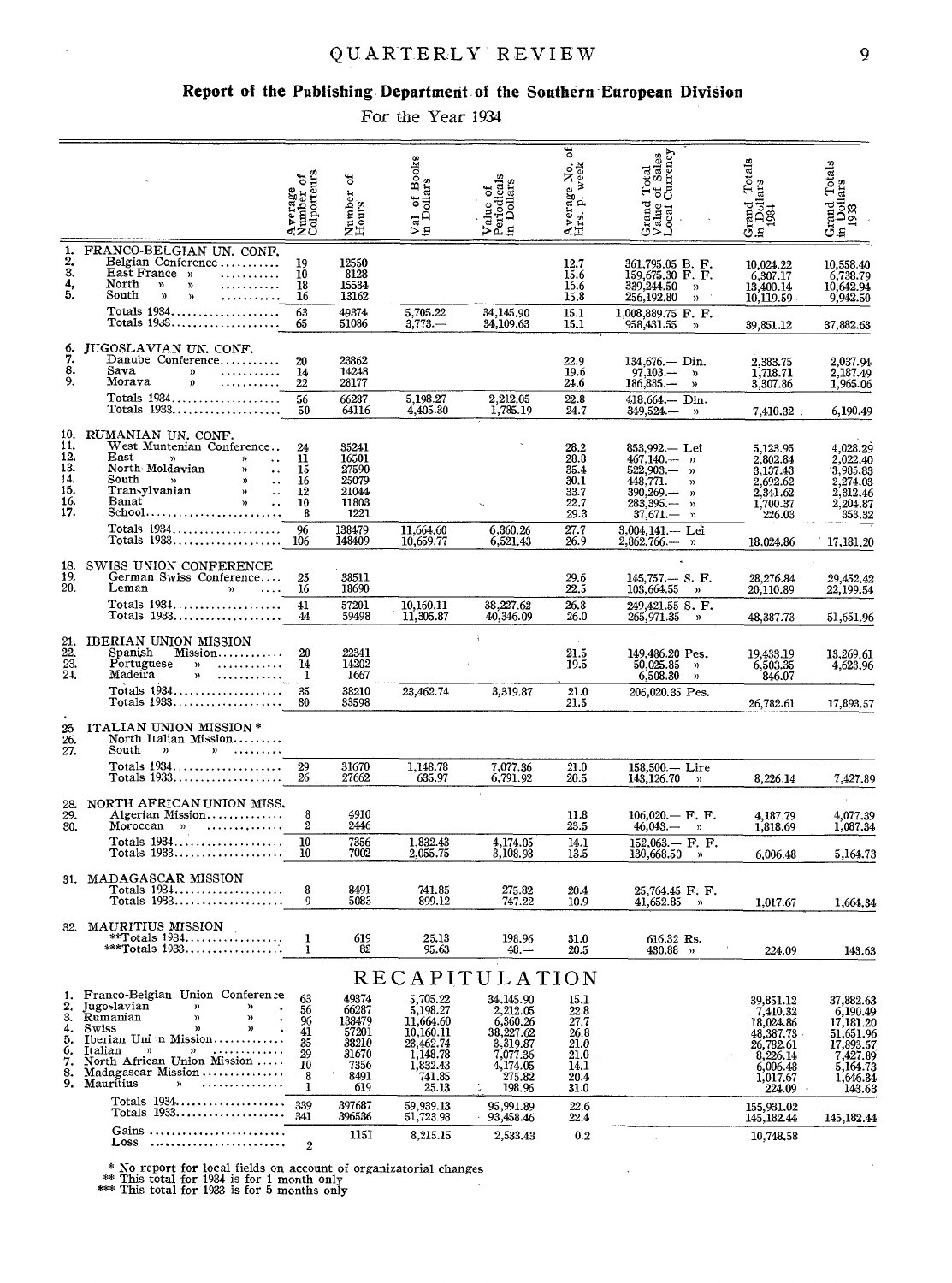## Report of the Publishing Department of the Southern European Division

For the Year 1934

| | | Average Number of Colporteurs | Number of Hours | Val. of Books in Dollars | Value of Periodicals in Dollars | Average No. of Hrs. p. week | Grand Total Value of Sales Local Currency | Grand Totals in Dollars 1934 | Grand Totals in Dollars 1933 |
|---|---|---|---|---|---|---|---|---|---|
| 1. | FRANCO-BELGIAN UN. CONF. | | | | | | | | |
| 2. | Belgian Conference | 19 | 12550 | | | 12.7 | 361,795.05 B. F. | 10,024.22 | 10,558.40 |
| 3. | East France » | 10 | 8128 | | | 15.6 | 159,675.30 F. F. | 6,307.17 | 6,738.79 |
| 4. | North » » | 18 | 15534 | | | 16.6 | 339,244.50 » | 13,400.14 | 10,642.94 |
| 5. | South » » | 16 | 13162 | | | 15.8 | 256,192.80 » | 10,119.59 | 9,942.50 |
| | Totals 1934 | 63 | 49374 | 5,705.22 | 34,145.90 | 15.1 | 1,008,889.75 F. F. | | |
| | Totals 1933 | 65 | 51086 | 3,773.— | 34,109.63 | 15.1 | 958,431.55 » | 39,851.12 | 37,882.63 |
| 6. | JUGOSLAVIAN UN. CONF. | | | | | | | | |
| 7. | Danube Conference | 20 | 23862 | | | 22.9 | 134,676.— Din. | 2,383.75 | 2,037.94 |
| 8. | Sava » | 14 | 14248 | | | 19.6 | 97,103.— » | 1,718.71 | 2,187.49 |
| 9. | Morava » | 22 | 28177 | | | 24.6 | 186,885.— » | 3,307.86 | 1,965.06 |
| | Totals 1934 | 56 | 66287 | 5,198.27 | 2,212.05 | 22.8 | 418,664.— Din. | | |
| | Totals 1933 | 50 | 64116 | 4,405.30 | 1,785.19 | 24.7 | 349,524.— » | 7,410.32 | 6,190.49 |
| 10. | RUMANIAN UN. CONF. | | | | | | | | |
| 11. | West Muntenian Conference | 24 | 35241 | | | 28.2 | 853,992.— Lei | 5,123.95 | 4,028.29 |
| 12. | East » » | 11 | 16501 | | | 28.8 | 467,140.— » | 2,802.84 | 2,022.40 |
| 13. | North Moldavian » | 15 | 27590 | | | 35.4 | 522,903.— » | 3,137.43 | 3,985.83 |
| 14. | South » » | 16 | 25079 | | | 30.1 | 448,771.— » | 2,692.62 | 2,274.03 |
| 15. | Transylvanian » | 12 | 21044 | | | 33.7 | 390,269.— » | 2,341.62 | 2,312.46 |
| 16. | Banat » | 10 | 11803 | | | 22.7 | 283,395.— » | 1,700.37 | 2,204.87 |
| 17. | School | 8 | 1221 | | | 29.3 | 37,671.— » | 226.03 | 353.32 |
| | Totals 1934 | 96 | 138479 | 11,664.60 | 6,360.26 | 27.7 | 3,004,141.— Lei | | |
| | Totals 1933 | 106 | 148409 | 10,659.77 | 6,521.43 | 26.9 | 2,862,766.— » | 18,024.86 | 17,181.20 |
| 18. | SWISS UNION CONFERENCE | | | | | | | | |
| 19. | German Swiss Conference | 25 | 38511 | | | 29.6 | 145,757.— S. F. | 28,276.84 | 29,452.42 |
| 20. | Leman » | 16 | 18690 | | | 22.5 | 103,664.55 » | 20,110.89 | 22,199.54 |
| | Totals 1934 | 41 | 57201 | 10,160.11 | 38,227.62 | 26.8 | 249,421.55 S. F. | | |
| | Totals 1933 | 44 | 59498 | 11,305.87 | 40,346.09 | 26.0 | 265,971.35 » | 48,387.73 | 51,651.96 |
| 21. | IBERIAN UNION MISSION | | | | | | | | |
| 22. | Spanish Mission | 20 | 22341 | | | 21.5 | 149,486.20 Pes. | 19,433.19 | 13,269.61 |
| 23. | Portuguese » | 14 | 14202 | | | 19.5 | 50,025.85 » | 6,503.35 | 4,623.96 |
| 24. | Madeira » | 1 | 1667 | | | | 6,508.30 » | 846.07 | |
| | Totals 1934 | 35 | 38210 | 23,462.74 | 3,319.87 | 21.0 | 206,020.35 Pes. | | |
| | Totals 1933 | 30 | 33598 | | | 21.5 | | 26,782.61 | 17,893.57 |
| 25. | ITALIAN UNION MISSION * | | | | | | | | |
| 26. | North Italian Mission | | | | | | | | |
| 27. | South » » | | | | | | | | |
| | Totals 1934 | 29 | 31670 | 1,148.78 | 7,077.36 | 21.0 | 158,500.— Lire | | |
| | Totals 1933 | 26 | 27662 | 635.97 | 6,791.92 | 20.5 | 143,126.70 » | 8,226.14 | 7,427.89 |
| 28. | NORTH AFRICAN UNION MISS. | | | | | | | | |
| 29. | Algerian Mission | 8 | 4910 | | | 11.8 | 106,020.— F. F. | 4,187.79 | 4,077.39 |
| 30. | Moroccan » | 2 | 2446 | | | 23.5 | 46,043.— » | 1,818.69 | 1,087.34 |
| | Totals 1934 | 10 | 7356 | 1,832.43 | 4,174.05 | 14.1 | 152,063.— F. F. | | |
| | Totals 1933 | 10 | 7002 | 2,055.75 | 3,108.98 | 13.5 | 130,668.50 » | 6,006.48 | 5,164.73 |
| 31. | MADAGASCAR MISSION | | | | | | | | |
| | Totals 1934 | 8 | 8491 | 741.85 | 275.82 | 20.4 | 25,764.45 F. F. | | |
| | Totals 1933 | 9 | 5083 | 899.12 | 747.22 | 10.9 | 41,652.85 » | 1,017.67 | 1,664.34 |
| 32. | MAURITIUS MISSION | | | | | | | | |
| | **Totals 1934 | 1 | 619 | 25.13 | 198.96 | 31.0 | 616.32 Rs. | | |
| | ***Totals 1933 | 1 | 82 | 95.63 | 48.— | 20.5 | 430.88 » | 224.09 | 143.63 |

### RECAPITULATION

| | | Average Number of Colporteurs | Number of Hours | Val. of Books in Dollars | Value of Periodicals in Dollars | Average No. of Hrs. p. week | | Grand Totals in Dollars 1934 | Grand Totals in Dollars 1933 |
|---|---|---|---|---|---|---|---|---|---|
| 1. | Franco-Belgian Union Conference | 63 | 49374 | 5,705.22 | 34,145.90 | 15.1 | | 39,851.12 | 37,882.63 |
| 2. | Jugoslavian » » | 56 | 66287 | 5,198.27 | 2,212.05 | 22.8 | | 7,410.32 | 6,190.49 |
| 3. | Rumanian » » | 96 | 138479 | 11,664.60 | 6,360.26 | 27.7 | | 18,024.86 | 17,181.20 |
| 4. | Swiss » » | 41 | 57201 | 10,160.11 | 38,227.62 | 26.8 | | 48,387.73 | 51,651.96 |
| 5. | Iberian Union Mission | 35 | 38210 | 23,462.74 | 3,319.87 | 21.0 | | 26,782.61 | 17,893.57 |
| 6. | Italian » » | 29 | 31670 | 1,148.78 | 7,077.36 | 21.0 | | 8,226.14 | 7,427.89 |
| 7. | North African Union Mission | 10 | 7356 | 1,832.43 | 4,174.05 | 14.1 | | 6,006.48 | 5,164.73 |
| 8. | Madagascar Mission | 8 | 8491 | 741.85 | 275.82 | 20.4 | | 1,017.67 | 1,646.34 |
| 9. | Mauritius » | 1 | 619 | 25.13 | 198.96 | 31.0 | | 224.09 | 143.63 |
| | Totals 1934 | 339 | 397687 | 59,939.13 | 95,991.89 | 22.6 | | 155,931.02 | |
| | Totals 1933 | 341 | 396536 | 51,723.98 | 93,458.46 | 22.4 | | 145,182.44 | 145,182.44 |
| | Gains | | 1151 | 8,215.15 | 2,533.43 | 0.2 | | 10,748.58 | |
| | Loss | 2 | | | | | | | |

\* No report for local fields on account of organizatorial changes
\*\* This total for 1934 is for 1 month only
\*\*\* This total for 1933 is for 5 months only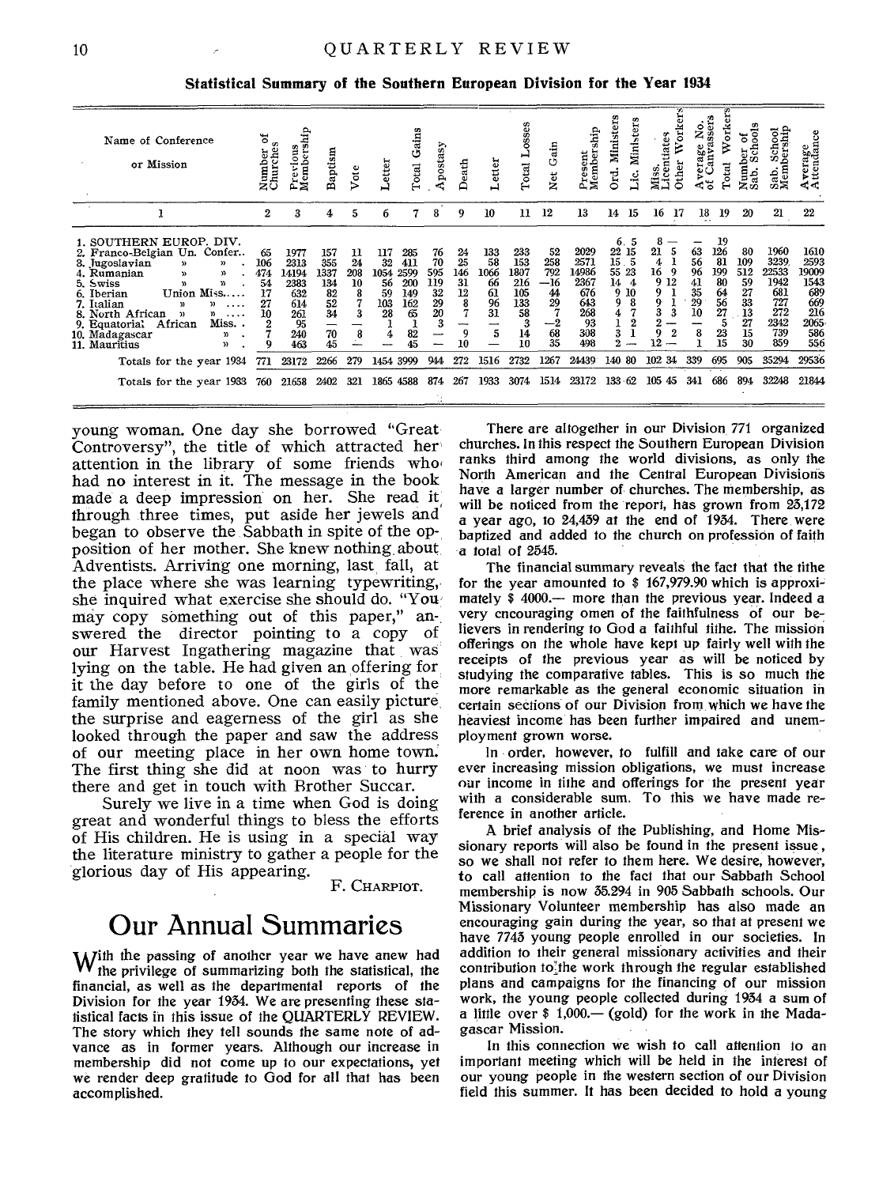**Statistical Summary of the Southern European Division for the Year 1934**

| Name of Conference or Mission | Number of Churches | Previous Membership | Baptism | Vote | Letter | Total Gains | Apostasy | Death | Letter | Total Losses | Net Gain | Present Membership | Ord. Ministers | Lic. Ministers | Miss. Licentiates | Other Workers | Average No. of Canvassers | Total Workers | Number of Sab. Schools | Sab. School Membership | Average Attendance |
|---|---|---|---|---|---|---|---|---|---|---|---|---|---|---|---|---|---|---|---|---|---|
| 1 | 2 | 3 | 4 | 5 | 6 | 7 | 8 | 9 | 10 | 11 | 12 | 13 | 14 | 15 | 16 | 17 | 18 | 19 | 20 | 21 | 22 |
| 1. SOUTHERN EUROP. DIV. | | | | | | | | | | | | | 6 | 5 | 8 | — | — | 19 | | | |
| 2. Franco-Belgian Un. Confer.. | 65 | 1977 | 157 | 11 | 117 | 285 | 76 | 24 | 133 | 233 | 52 | 2029 | 22 | 15 | 21 | 5 | 63 | 126 | 80 | 1960 | 1610 |
| 3. Jugoslavian » » | 106 | 2313 | 355 | 24 | 32 | 411 | 70 | 25 | 58 | 153 | 258 | 2571 | 15 | 5 | 4 | 1 | 56 | 81 | 109 | 3239 | 2593 |
| 4. Rumanian » » | 474 | 14194 | 1337 | 208 | 1054 | 2599 | 595 | 146 | 1066 | 1807 | 792 | 14986 | 55 | 23 | 16 | 9 | 96 | 199 | 512 | 22533 | 19009 |
| 5. Swiss » » | 54 | 2383 | 134 | 10 | 56 | 200 | 119 | 31 | 66 | 216 | —16 | 2367 | 14 | 4 | 9 | 12 | 41 | 80 | 59 | 1942 | 1543 |
| 6. Iberian Union Miss..... | 17 | 632 | 82 | 8 | 59 | 149 | 32 | 12 | 61 | 105 | 44 | 676 | 9 | 10 | 9 | 1 | 35 | 64 | 27 | 681 | 689 |
| 7. Italian » » .... | 27 | 614 | 52 | 7 | 103 | 162 | 29 | 8 | 96 | 133 | 29 | 643 | 9 | 8 | 9 | 1 | 29 | 56 | 33 | 727 | 669 |
| 8. North African » » .... | 10 | 261 | 34 | 3 | 28 | 65 | 20 | 7 | 31 | 58 | 7 | 268 | 4 | 7 | 3 | 3 | 10 | 27 | 13 | 272 | 216 |
| 9. Equatorial African Miss. . | 2 | 95 | — | — | 1 | 1 | 3 | — | — | 3 | —2 | 93 | 1 | 2 | 2 | — | — | 5 | 27 | 2342 | 2065 |
| 10. Madagascar » . | 7 | 240 | 70 | 8 | 4 | 82 | — | 9 | 5 | 14 | 68 | 308 | 3 | 1 | 9 | 2 | 8 | 23 | 15 | 739 | 586 |
| 11. Mauritius » . | 9 | 463 | 45 | — | — | 45 | — | 10 | — | 10 | 35 | 498 | 2 | — | 12 | — | 1 | 15 | 30 | 359 | 556 |
| Totals for the year 1934 | 771 | 23172 | 2266 | 279 | 1454 | 3999 | 944 | 272 | 1516 | 2732 | 1267 | 24439 | 140 | 80 | 102 | 34 | 339 | 695 | 905 | 35294 | 29536 |
| Totals for the year 1933 | 760 | 21658 | 2402 | 321 | 1865 | 4588 | 874 | 267 | 1933 | 3074 | 1514 | 23172 | 133 | 62 | 105 | 45 | 341 | 686 | 894 | 32248 | 21844 |

young woman. One day she borrowed "Great Controversy", the title of which attracted her attention in the library of some friends who had no interest in it. The message in the book made a deep impression on her. She read it through three times, put aside her jewels and began to observe the Sabbath in spite of the opposition of her mother. She knew nothing about Adventists. Arriving one morning, last fall, at the place where she was learning typewriting, she inquired what exercise she should do. "You may copy something out of this paper," answered the director pointing to a copy of our Harvest Ingathering magazine that was lying on the table. He had given an offering for it the day before to one of the girls of the family mentioned above. One can easily picture the surprise and eagerness of the girl as she looked through the paper and saw the address of our meeting place in her own home town. The first thing she did at noon was to hurry there and get in touch with Brother Succar.

Surely we live in a time when God is doing great and wonderful things to bless the efforts of His children. He is using in a special way the literature ministry to gather a people for the glorious day of His appearing.

F. CHARPIOT.

# Our Annual Summaries

With the passing of another year we have anew had the privilege of summarizing both the statistical, the financial, as well as the departmental reports of the Division for the year 1934. We are presenting these statistical facts in this issue of the QUARTERLY REVIEW. The story which they tell sounds the same note of advance as in former years. Although our increase in membership did not come up to our expectations, yet we render deep gratitude to God for all that has been accomplished.

There are altogether in our Division 771 organized churches. In this respect the Southern European Division ranks third among the world divisions, as only the North American and the Central European Divisions have a larger number of churches. The membership, as will be noticed from the report, has grown from 23,172 a year ago, to 24,439 at the end of 1934. There were baptized and added to the church on profession of faith a total of 2545.

The financial summary reveals the fact that the tithe for the year amounted to $ 167,979.90 which is approximately $ 4000.— more than the previous year. Indeed a very encouraging omen of the faithfulness of our believers in rendering to God a faithful tithe. The mission offerings on the whole have kept up fairly well with the receipts of the previous year as will be noticed by studying the comparative tables. This is so much the more remarkable as the general economic situation in certain sections of our Division from which we have the heaviest income has been further impaired and unemployment grown worse.

In order, however, to fulfill and take care of our ever increasing mission obligations, we must increase our income in tithe and offerings for the present year with a considerable sum. To this we have made reference in another article.

A brief analysis of the Publishing, and Home Missionary reports will also be found in the present issue, so we shall not refer to them here. We desire, however, to call attention to the fact that our Sabbath School membership is now 35.294 in 905 Sabbath schools. Our Missionary Volunteer membership has also made an encouraging gain during the year, so that at present we have 7745 young people enrolled in our societies. In addition to their general missionary activities and their contribution to the work through the regular established plans and campaigns for the financing of our mission work, the young people collected during 1934 a sum of a little over $ 1,000.— (gold) for the work in the Madagascar Mission.

In this connection we wish to call attention to an important meeting which will be held in the interest of our young people in the western section of our Division field this summer. It has been decided to hold a young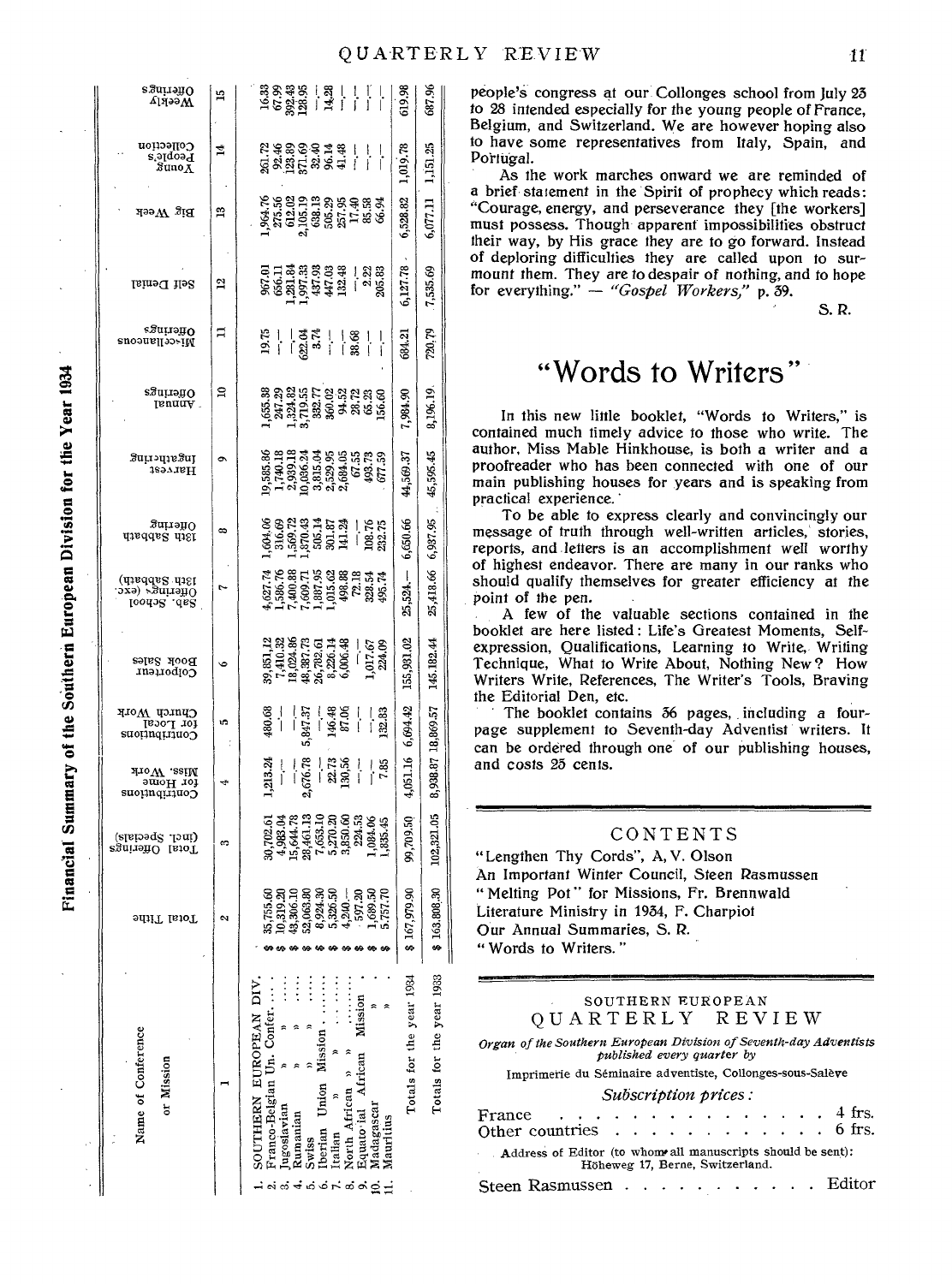## Financial Summary of the Southern European Division for the Year 1934

| Name of Conference or Mission | Total Tithe | Total Offerings (incl. Specials) | Contributions for Home Miss. Work | Contributions for Local Church Work | Colporteur Book Sales | Sab. School Offerings (exc. 13th Sabbath) | 13th Sabbath Offering | Ingathering Harvest | Annual Offerings | Miscellaneous Offerings | Self Denial | Big Week | Young People's Collection | Weekly Offerings |
|---|---|---|---|---|---|---|---|---|---|---|---|---|---|---|
| 1 | 2 | 3 | 4 | 5 | 6 | 7 | 8 | 9 | 10 | 11 | 12 | 13 | 14 | 15 |
| 1. SOUTHERN EUROPEAN DIV. | $ | | | | | | | | | | | | | |
| 2. Franco-Belgian Un. Confer. | $ 35,755.60 | 30,702.61 | 1,213.24 | 480.68 | 39,851.12 | 4,627.74 | 1,604.06 | 19,585.86 | 1,655.38 | 19.75 | 967.61 | 1,964.76 | 261.72 | 16.33 |
| 3. Jugoslavian " " " | $ 10,319.20 | 4,983.04 | — | — | 7,410.32 | 1,586.76 | 316.69 | 1,740.18 | 247.29 | — | 656.11 | 273.56 | 92.46 | 67.99 |
| 4. Rumanian " " " | $ 43,306.10 | 15,644.78 | — | — | 18,024.86 | 7,400.88 | 1,569.72 | 2,939.18 | 1,324.82 | — | 1,281.84 | 612.02 | 123.89 | 392.43 |
| 5. Swiss " " | $ 52,063.80 | 28,461.13 | 2,676.78 | 5,847.37 | 48,387.73 | 7,609.71 | 1,870.43 | 10,036.24 | 3,719.55 | 622.04 | 1,997.33 | 2,105.19 | 371.69 | 128.95 |
| 6. Iberian Union Mission | $ 8,924.30 | 7,653.10 | — | — | 26,702.61 | 1,887.95 | 505.14 | 3,815.04 | 332.77 | 3.74 | 437.93 | 638.13 | 32.40 | — |
| 7. Italian " " | $ 5,326.50 | 5,270.20 | 22.73 | 146.48 | 8,226.14 | 1,015.62 | 301.87 | 2,529.95 | 360.02 | — | 447.03 | 505.29 | 96.14 | 14.28 |
| 8. North African " " | $ 4,240.— | 3,850.60 | 130.56 | 87.06 | 6,006.48 | 498.88 | 141.24 | 2,684.05 | 94.52 | — | 132.48 | 257.95 | 41.48 | — |
| 9. Equatorial African Mission | $ 597.20 | 224.53 | — | — | — | 72.18 | — | 67.55 | 28.72 | 38.68 | — | 17.40 | — | — |
| 10. Madagascar " | $ 1,689.50 | 1,084.06 | — | — | 1,017.67 | 328.54 | 108.76 | 493.73 | 65.23 | — | 2.22 | 85.58 | — | — |
| 11. Mauritius " | $ 5,757.70 | 1,835.45 | 7.85 | 132.83 | 224.09 | 495.74 | 232.75 | 677.59 | 156.60 | — | 205.83 | 66.94 | — | — |
| Totals for the year 1934 | $ 167,979.90 | 99,709.50 | 4,051.16 | 6,694.42 | 155,931.02 | 25,524.— | 6,650.66 | 44,569.37 | 7,984.90 | 684.21 | 6,127.78 | 6,528.82 | 1,019.78 | 619.98 |
| Totals for the year 1933 | $ 163,808.30 | 102,321.05 | 8,938.87 | 18,869.57 | 145,182.44 | 25,419.66 | 6,987.95 | 45,595.45 | 8,196.19 | 720.79 | 7,535.69 | 6,077.11 | 1,151.25 | 687.96 |

people's congress at our Collonges school from July 25 to 28 intended especially for the young people of France, Belgium, and Switzerland. We are however hoping also to have some representatives from Italy, Spain, and Portugal.

As the work marches onward we are reminded of a brief statement in the Spirit of prophecy which reads: "Courage, energy, and perseverance they [the workers] must possess. Though apparent impossibilities obstruct their way, by His grace they are to go forward. Instead of deploring difficulties they are called upon to surmount them. They are to despair of nothing, and to hope for everything." — *"Gospel Workers,"* p. 39.

S. R.

# "Words to Writers"

In this new little booklet, "Words to Writers," is contained much timely advice to those who write. The author, Miss Mable Hinkhouse, is both a writer and a proofreader who has been connected with one of our main publishing houses for years and is speaking from practical experience.

To be able to express clearly and convincingly our message of truth through well-written articles, stories, reports, and letters is an accomplishment well worthy of highest endeavor. There are many in our ranks who should qualify themselves for greater efficiency at the point of the pen.

A few of the valuable sections contained in the booklet are here listed: Life's Greatest Moments, Self-expression, Qualifications, Learning to Write, Writing Technique, What to Write About, Nothing New? How Writers Write, References, The Writer's Tools, Braving the Editorial Den, etc.

The booklet contains 36 pages, including a four-page supplement to Seventh-day Adventist writers. It can be ordered through one of our publishing houses, and costs 25 cents.

## CONTENTS

"Lengthen Thy Cords", A. V. Olson
An Important Winter Council, Steen Rasmussen
"Melting Pot" for Missions, Fr. Brennwald
Literature Ministry in 1934, F. Charpiot
Our Annual Summaries, S. R.
"Words to Writers."

SOUTHERN EUROPEAN
## QUARTERLY REVIEW

*Organ of the Southern European Division of Seventh-day Adventists published every quarter by*

Imprimerie du Séminaire adventiste, Collonges-sous-Salève

*Subscription prices:*

France . . . . . . . . . . . . . . . 4 frs.
Other countries . . . . . . . . . . . 6 frs.

Address of Editor (to whom all manuscripts should be sent): Höheweg 17, Berne, Switzerland.

Steen Rasmussen . . . . . . . . . . . Editor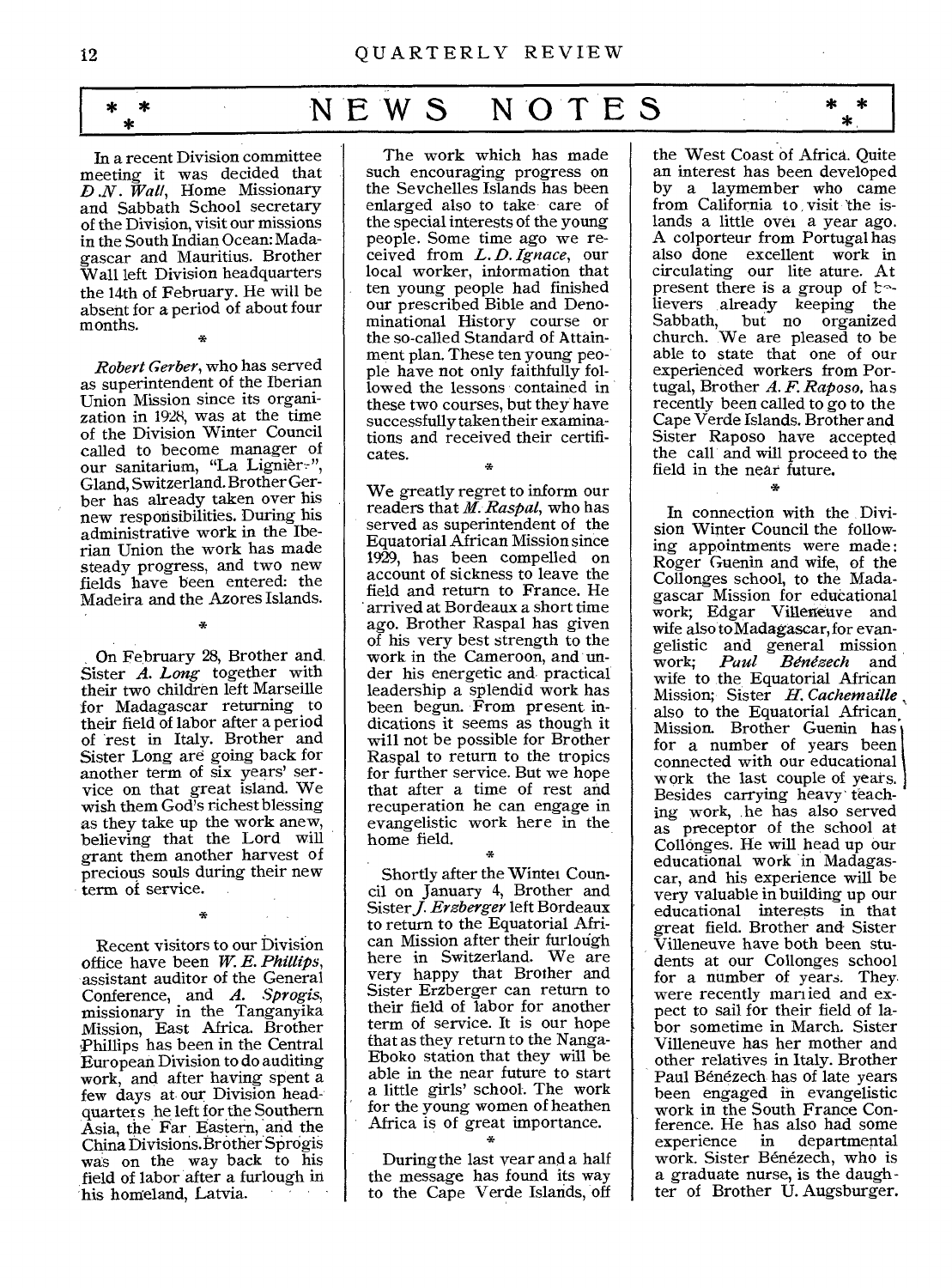# NEWS NOTES

In a recent Division committee meeting it was decided that *D. N. Wall*, Home Missionary and Sabbath School secretary of the Division, visit our missions in the South Indian Ocean: Madagascar and Mauritius. Brother Wall left Division headquarters the 14th of February. He will be absent for a period of about four months.

*

*Robert Gerber*, who has served as superintendent of the Iberian Union Mission since its organization in 1928, was at the time of the Division Winter Council called to become manager of our sanitarium, "La Lignière", Gland, Switzerland. Brother Gerber has already taken over his new responsibilities. During his administrative work in the Iberian Union the work has made steady progress, and two new fields have been entered: the Madeira and the Azores Islands.

*

On February 28, Brother and Sister *A. Long* together with their two children left Marseille for Madagascar returning to their field of labor after a period of rest in Italy. Brother and Sister Long are going back for another term of six years' service on that great island. We wish them God's richest blessing as they take up the work anew, believing that the Lord will grant them another harvest of precious souls during their new term of service.

*

Recent visitors to our Division office have been *W. E. Phillips*, assistant auditor of the General Conference, and *A. Sprogis*, missionary in the Tanganyika Mission, East Africa. Brother Phillips has been in the Central European Division to do auditing work, and after having spent a few days at our Division headquarters he left for the Southern Asia, the Far Eastern, and the China Divisions. Brother Sprogis was on the way back to his field of labor after a furlough in his homeland, Latvia.

The work which has made such encouraging progress on the Seychelles Islands has been enlarged also to take care of the special interests of the young people. Some time ago we received from *L. D. Ignace*, our local worker, information that ten young people had finished our prescribed Bible and Denominational History course or the so-called Standard of Attainment plan. These ten young people have not only faithfully followed the lessons contained in these two courses, but they have successfully taken their examinations and received their certificates.

*

We greatly regret to inform our readers that *M. Raspal*, who has served as superintendent of the Equatorial African Mission since 1929, has been compelled on account of sickness to leave the field and return to France. He arrived at Bordeaux a short time ago. Brother Raspal has given of his very best strength to the work in the Cameroon, and under his energetic and practical leadership a splendid work has been begun. From present indications it seems as though it will not be possible for Brother Raspal to return to the tropics for further service. But we hope that after a time of rest and recuperation he can engage in evangelistic work here in the home field.

*

Shortly after the Winter Council on January 4, Brother and Sister *J. Erzberger* left Bordeaux to return to the Equatorial African Mission after their furlough here in Switzerland. We are very happy that Brother and Sister Erzberger can return to their field of labor for another term of service. It is our hope that as they return to the Nanga-Eboko station that they will be able in the near future to start a little girls' school. The work for the young women of heathen Africa is of great importance.

*

During the last year and a half the message has found its way to the Cape Verde Islands, off the West Coast of Africa. Quite an interest has been developed by a laymember who came from California to visit the islands a little over a year ago. A colporteur from Portugal has also done excellent work in circulating our literature. At present there is a group of believers already keeping the Sabbath, but no organized church. We are pleased to be able to state that one of our experienced workers from Portugal, Brother *A. F. Raposo*, has recently been called to go to the Cape Verde Islands. Brother and Sister Raposo have accepted the call and will proceed to the field in the near future.

*

In connection with the Division Winter Council the following appointments were made: Roger Guenin and wife, of the Collonges school, to the Madagascar Mission for educational work; Edgar Villeneuve and wife also to Madagascar, for evangelistic and general mission work; *Paul Bénézech* and wife to the Equatorial African Mission; Sister *H. Cachemaille* also to the Equatorial African Mission. Brother Guenin has for a number of years been connected with our educational work the last couple of years. Besides carrying heavy teaching work, he has also served as preceptor of the school at Collonges. He will head up our educational work in Madagascar, and his experience will be very valuable in building up our educational interests in that great field. Brother and Sister Villeneuve have both been students at our Collonges school for a number of years. They were recently married and expect to sail for their field of labor sometime in March. Sister Villeneuve has her mother and other relatives in Italy. Brother Paul Bénézech has of late years been engaged in evangelistic work in the South France Conference. He has also had some experience in departmental work. Sister Bénézech, who is a graduate nurse, is the daughter of Brother U. Augsburger.